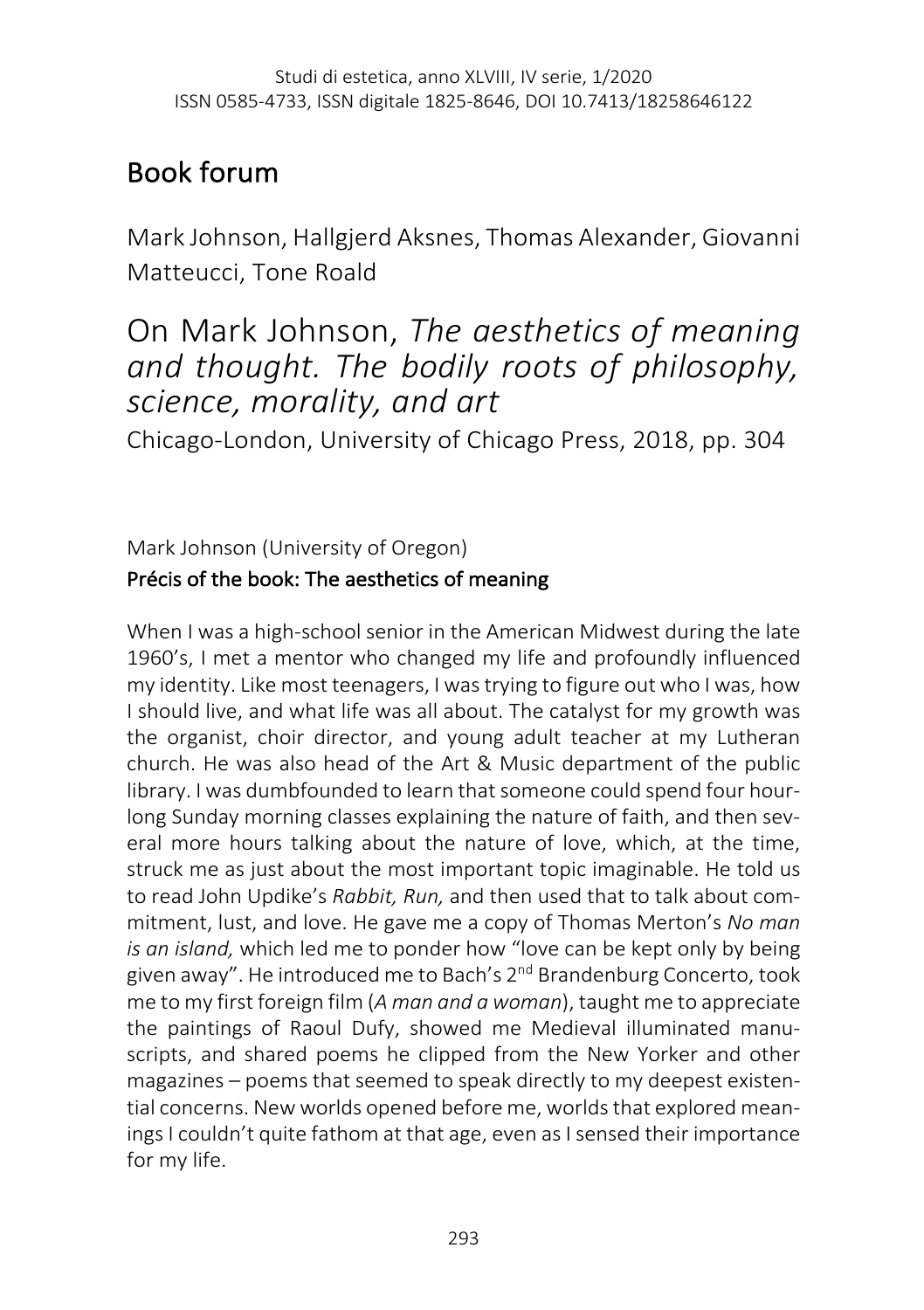# Book forum

Mark Johnson, Hallgjerd Aksnes, Thomas Alexander, Giovanni Matteucci, Tone Roald

## On Mark Johnson, *The aesthetics of meaning and thought. The bodily roots of philosophy, science, morality, and art*

Chicago-London, University of Chicago Press, 2018, pp. 304

Mark Johnson (University of Oregon)

### Précis of the book: The aesthetics of meaning

When I was a high-school senior in the American Midwest during the late 1960's, I met a mentor who changed my life and profoundly influenced my identity. Like most teenagers, I was trying to figure out who I was, how I should live, and what life was all about. The catalyst for my growth was the organist, choir director, and young adult teacher at my Lutheran church. He was also head of the Art & Music department of the public library. I was dumbfounded to learn that someone could spend four hour-long Sunday morning classes explaining the nature of faith, and then several more hours talking about the nature of love, which, at the time, struck me as just about the most important topic imaginable. He told us to read John Updike's *Rabbit, Run,* and then used that to talk about commitment, lust, and love. He gave me a copy of Thomas Merton's *No man is an island,* which led me to ponder how "love can be kept only by being given away". He introduced me to Bach's 2nd Brandenburg Concerto, took me to my first foreign film (*A man and a woman*), taught me to appreciate the paintings of Raoul Dufy, showed me Medieval illuminated manuscripts, and shared poems he clipped from the New Yorker and other magazines – poems that seemed to speak directly to my deepest existential concerns. New worlds opened before me, worlds that explored meanings I couldn't quite fathom at that age, even as I sensed their importance for my life.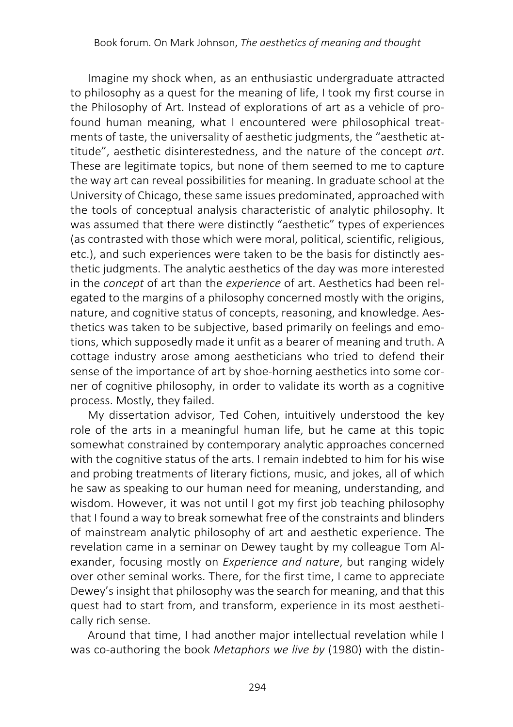Imagine my shock when, as an enthusiastic undergraduate attracted to philosophy as a quest for the meaning of life, I took my first course in the Philosophy of Art. Instead of explorations of art as a vehicle of profound human meaning, what I encountered were philosophical treatments of taste, the universality of aesthetic judgments, the "aesthetic attitude", aesthetic disinterestedness, and the nature of the concept *art*. These are legitimate topics, but none of them seemed to me to capture the way art can reveal possibilities for meaning. In graduate school at the University of Chicago, these same issues predominated, approached with the tools of conceptual analysis characteristic of analytic philosophy. It was assumed that there were distinctly "aesthetic" types of experiences (as contrasted with those which were moral, political, scientific, religious, etc.), and such experiences were taken to be the basis for distinctly aesthetic judgments. The analytic aesthetics of the day was more interested in the *concept* of art than the *experience* of art. Aesthetics had been relegated to the margins of a philosophy concerned mostly with the origins, nature, and cognitive status of concepts, reasoning, and knowledge. Aesthetics was taken to be subjective, based primarily on feelings and emotions, which supposedly made it unfit as a bearer of meaning and truth. A cottage industry arose among aestheticians who tried to defend their sense of the importance of art by shoe-horning aesthetics into some corner of cognitive philosophy, in order to validate its worth as a cognitive process. Mostly, they failed.

My dissertation advisor, Ted Cohen, intuitively understood the key role of the arts in a meaningful human life, but he came at this topic somewhat constrained by contemporary analytic approaches concerned with the cognitive status of the arts. I remain indebted to him for his wise and probing treatments of literary fictions, music, and jokes, all of which he saw as speaking to our human need for meaning, understanding, and wisdom. However, it was not until I got my first job teaching philosophy that I found a way to break somewhat free of the constraints and blinders of mainstream analytic philosophy of art and aesthetic experience. The revelation came in a seminar on Dewey taught by my colleague Tom Alexander, focusing mostly on *Experience and nature*, but ranging widely over other seminal works. There, for the first time, I came to appreciate Dewey's insight that philosophy was the search for meaning, and that this quest had to start from, and transform, experience in its most aesthetically rich sense.

Around that time, I had another major intellectual revelation while I was co-authoring the book *Metaphors we live by* (1980) with the distin-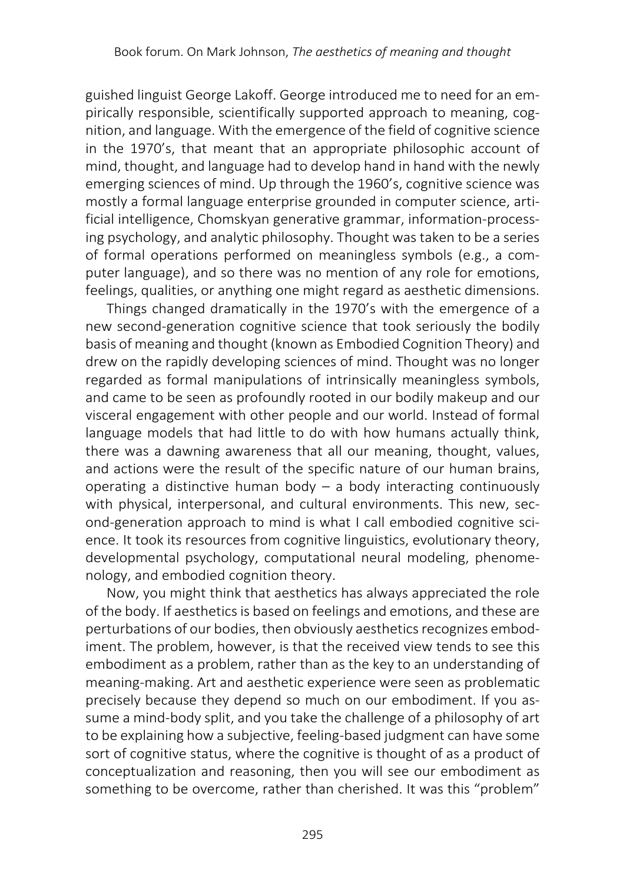guished linguist George Lakoff. George introduced me to need for an empirically responsible, scientifically supported approach to meaning, cognition, and language. With the emergence of the field of cognitive science in the 1970's, that meant that an appropriate philosophic account of mind, thought, and language had to develop hand in hand with the newly emerging sciences of mind. Up through the 1960's, cognitive science was mostly a formal language enterprise grounded in computer science, artificial intelligence, Chomskyan generative grammar, information-processing psychology, and analytic philosophy. Thought was taken to be a series of formal operations performed on meaningless symbols (e.g., a computer language), and so there was no mention of any role for emotions, feelings, qualities, or anything one might regard as aesthetic dimensions.

Things changed dramatically in the 1970's with the emergence of a new second-generation cognitive science that took seriously the bodily basis of meaning and thought (known as Embodied Cognition Theory) and drew on the rapidly developing sciences of mind. Thought was no longer regarded as formal manipulations of intrinsically meaningless symbols, and came to be seen as profoundly rooted in our bodily makeup and our visceral engagement with other people and our world. Instead of formal language models that had little to do with how humans actually think, there was a dawning awareness that all our meaning, thought, values, and actions were the result of the specific nature of our human brains, operating a distinctive human body – a body interacting continuously with physical, interpersonal, and cultural environments. This new, second-generation approach to mind is what I call embodied cognitive science. It took its resources from cognitive linguistics, evolutionary theory, developmental psychology, computational neural modeling, phenomenology, and embodied cognition theory.

Now, you might think that aesthetics has always appreciated the role of the body. If aesthetics is based on feelings and emotions, and these are perturbations of our bodies, then obviously aesthetics recognizes embodiment. The problem, however, is that the received view tends to see this embodiment as a problem, rather than as the key to an understanding of meaning-making. Art and aesthetic experience were seen as problematic precisely because they depend so much on our embodiment. If you assume a mind-body split, and you take the challenge of a philosophy of art to be explaining how a subjective, feeling-based judgment can have some sort of cognitive status, where the cognitive is thought of as a product of conceptualization and reasoning, then you will see our embodiment as something to be overcome, rather than cherished. It was this "problem"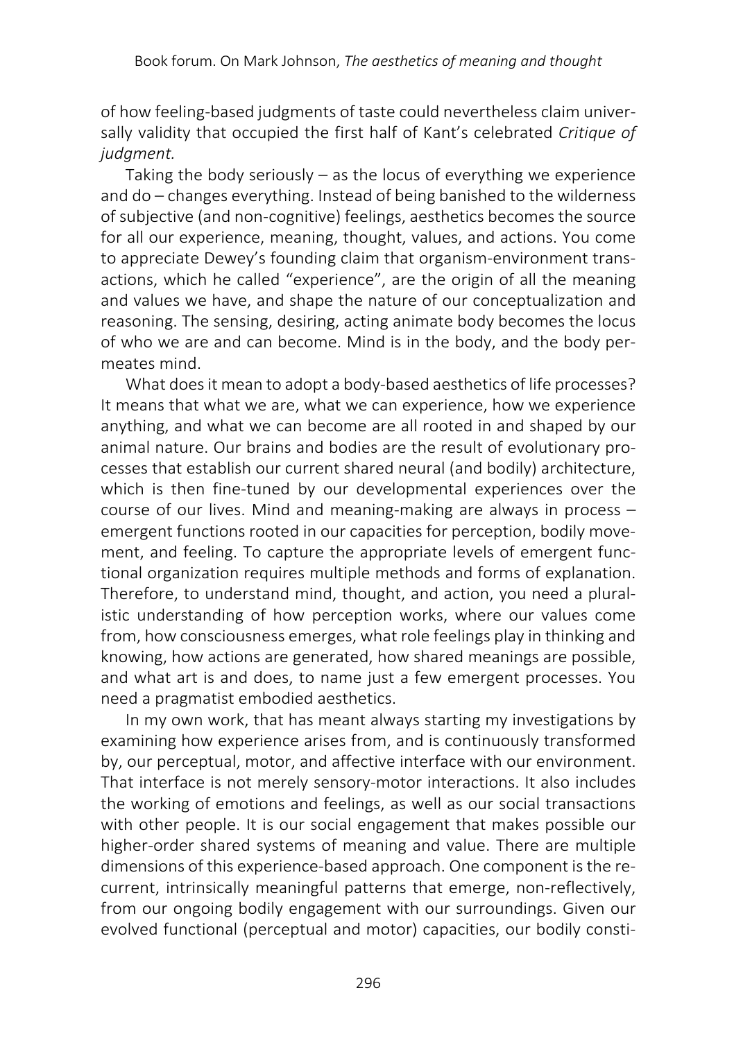of how feeling-based judgments of taste could nevertheless claim universally validity that occupied the first half of Kant's celebrated *Critique of judgment.*

Taking the body seriously – as the locus of everything we experience and do – changes everything. Instead of being banished to the wilderness of subjective (and non-cognitive) feelings, aesthetics becomes the source for all our experience, meaning, thought, values, and actions. You come to appreciate Dewey's founding claim that organism-environment transactions, which he called "experience", are the origin of all the meaning and values we have, and shape the nature of our conceptualization and reasoning. The sensing, desiring, acting animate body becomes the locus of who we are and can become. Mind is in the body, and the body permeates mind.

What does it mean to adopt a body-based aesthetics of life processes? It means that what we are, what we can experience, how we experience anything, and what we can become are all rooted in and shaped by our animal nature. Our brains and bodies are the result of evolutionary processes that establish our current shared neural (and bodily) architecture, which is then fine-tuned by our developmental experiences over the course of our lives. Mind and meaning-making are always in process – emergent functions rooted in our capacities for perception, bodily movement, and feeling. To capture the appropriate levels of emergent functional organization requires multiple methods and forms of explanation. Therefore, to understand mind, thought, and action, you need a pluralistic understanding of how perception works, where our values come from, how consciousness emerges, what role feelings play in thinking and knowing, how actions are generated, how shared meanings are possible, and what art is and does, to name just a few emergent processes. You need a pragmatist embodied aesthetics.

In my own work, that has meant always starting my investigations by examining how experience arises from, and is continuously transformed by, our perceptual, motor, and affective interface with our environment. That interface is not merely sensory-motor interactions. It also includes the working of emotions and feelings, as well as our social transactions with other people. It is our social engagement that makes possible our higher-order shared systems of meaning and value. There are multiple dimensions of this experience-based approach. One component is the recurrent, intrinsically meaningful patterns that emerge, non-reflectively, from our ongoing bodily engagement with our surroundings. Given our evolved functional (perceptual and motor) capacities, our bodily consti-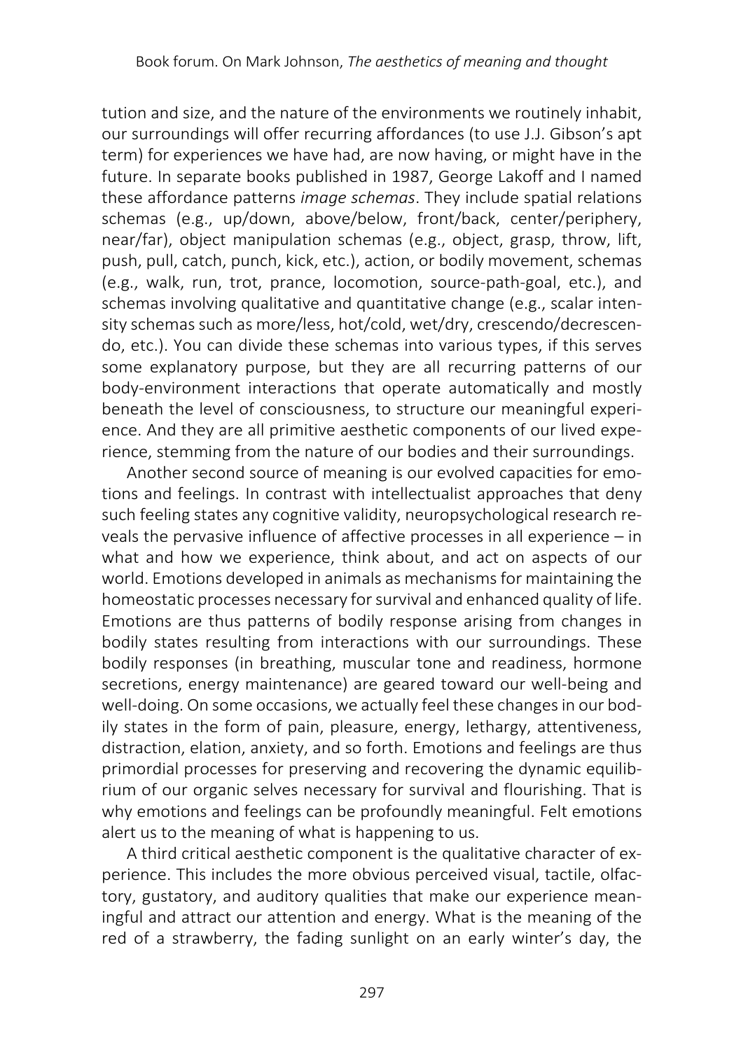tution and size, and the nature of the environments we routinely inhabit, our surroundings will offer recurring affordances (to use J.J. Gibson's apt term) for experiences we have had, are now having, or might have in the future. In separate books published in 1987, George Lakoff and I named these affordance patterns *image schemas*. They include spatial relations schemas (e.g., up/down, above/below, front/back, center/periphery, near/far), object manipulation schemas (e.g., object, grasp, throw, lift, push, pull, catch, punch, kick, etc.), action, or bodily movement, schemas (e.g., walk, run, trot, prance, locomotion, source-path-goal, etc.), and schemas involving qualitative and quantitative change (e.g., scalar intensity schemas such as more/less, hot/cold, wet/dry, crescendo/decrescendo, etc.). You can divide these schemas into various types, if this serves some explanatory purpose, but they are all recurring patterns of our body-environment interactions that operate automatically and mostly beneath the level of consciousness, to structure our meaningful experience. And they are all primitive aesthetic components of our lived experience, stemming from the nature of our bodies and their surroundings.

Another second source of meaning is our evolved capacities for emotions and feelings. In contrast with intellectualist approaches that deny such feeling states any cognitive validity, neuropsychological research reveals the pervasive influence of affective processes in all experience – in what and how we experience, think about, and act on aspects of our world. Emotions developed in animals as mechanisms for maintaining the homeostatic processes necessary for survival and enhanced quality of life. Emotions are thus patterns of bodily response arising from changes in bodily states resulting from interactions with our surroundings. These bodily responses (in breathing, muscular tone and readiness, hormone secretions, energy maintenance) are geared toward our well-being and well-doing. On some occasions, we actually feel these changes in our bodily states in the form of pain, pleasure, energy, lethargy, attentiveness, distraction, elation, anxiety, and so forth. Emotions and feelings are thus primordial processes for preserving and recovering the dynamic equilibrium of our organic selves necessary for survival and flourishing. That is why emotions and feelings can be profoundly meaningful. Felt emotions alert us to the meaning of what is happening to us.

A third critical aesthetic component is the qualitative character of experience. This includes the more obvious perceived visual, tactile, olfactory, gustatory, and auditory qualities that make our experience meaningful and attract our attention and energy. What is the meaning of the red of a strawberry, the fading sunlight on an early winter's day, the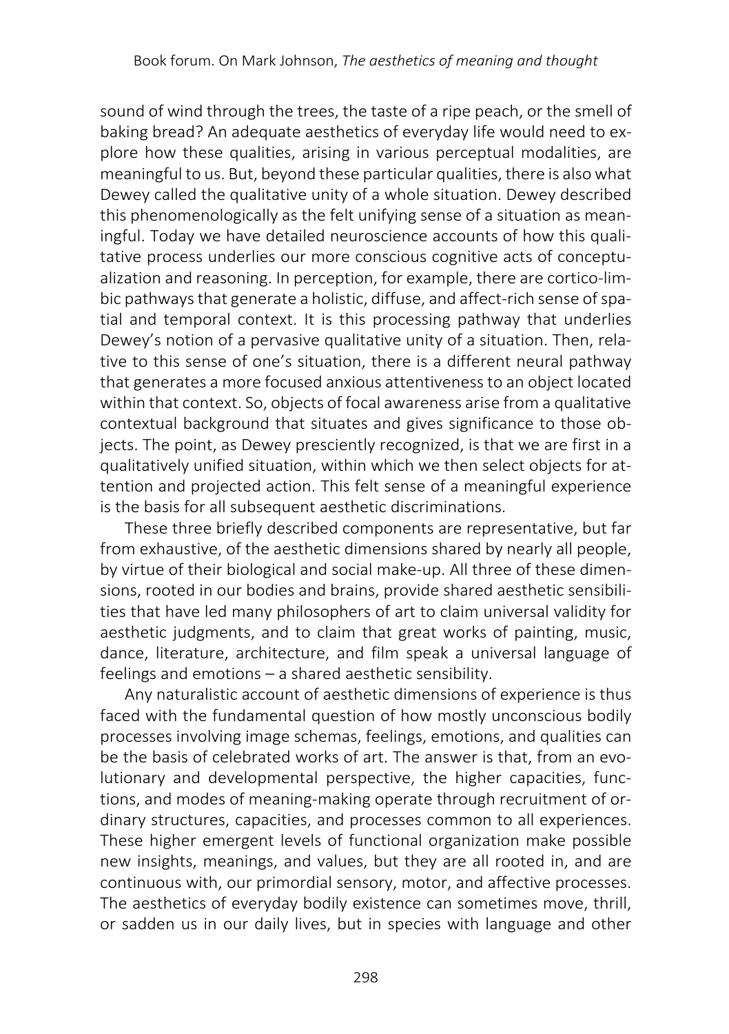sound of wind through the trees, the taste of a ripe peach, or the smell of baking bread? An adequate aesthetics of everyday life would need to explore how these qualities, arising in various perceptual modalities, are meaningful to us. But, beyond these particular qualities, there is also what Dewey called the qualitative unity of a whole situation. Dewey described this phenomenologically as the felt unifying sense of a situation as meaningful. Today we have detailed neuroscience accounts of how this qualitative process underlies our more conscious cognitive acts of conceptualization and reasoning. In perception, for example, there are cortico-limbic pathways that generate a holistic, diffuse, and affect-rich sense of spatial and temporal context. It is this processing pathway that underlies Dewey's notion of a pervasive qualitative unity of a situation. Then, relative to this sense of one's situation, there is a different neural pathway that generates a more focused anxious attentiveness to an object located within that context. So, objects of focal awareness arise from a qualitative contextual background that situates and gives significance to those objects. The point, as Dewey presciently recognized, is that we are first in a qualitatively unified situation, within which we then select objects for attention and projected action. This felt sense of a meaningful experience is the basis for all subsequent aesthetic discriminations.

These three briefly described components are representative, but far from exhaustive, of the aesthetic dimensions shared by nearly all people, by virtue of their biological and social make-up. All three of these dimensions, rooted in our bodies and brains, provide shared aesthetic sensibilities that have led many philosophers of art to claim universal validity for aesthetic judgments, and to claim that great works of painting, music, dance, literature, architecture, and film speak a universal language of feelings and emotions – a shared aesthetic sensibility.

Any naturalistic account of aesthetic dimensions of experience is thus faced with the fundamental question of how mostly unconscious bodily processes involving image schemas, feelings, emotions, and qualities can be the basis of celebrated works of art. The answer is that, from an evolutionary and developmental perspective, the higher capacities, functions, and modes of meaning-making operate through recruitment of ordinary structures, capacities, and processes common to all experiences. These higher emergent levels of functional organization make possible new insights, meanings, and values, but they are all rooted in, and are continuous with, our primordial sensory, motor, and affective processes. The aesthetics of everyday bodily existence can sometimes move, thrill, or sadden us in our daily lives, but in species with language and other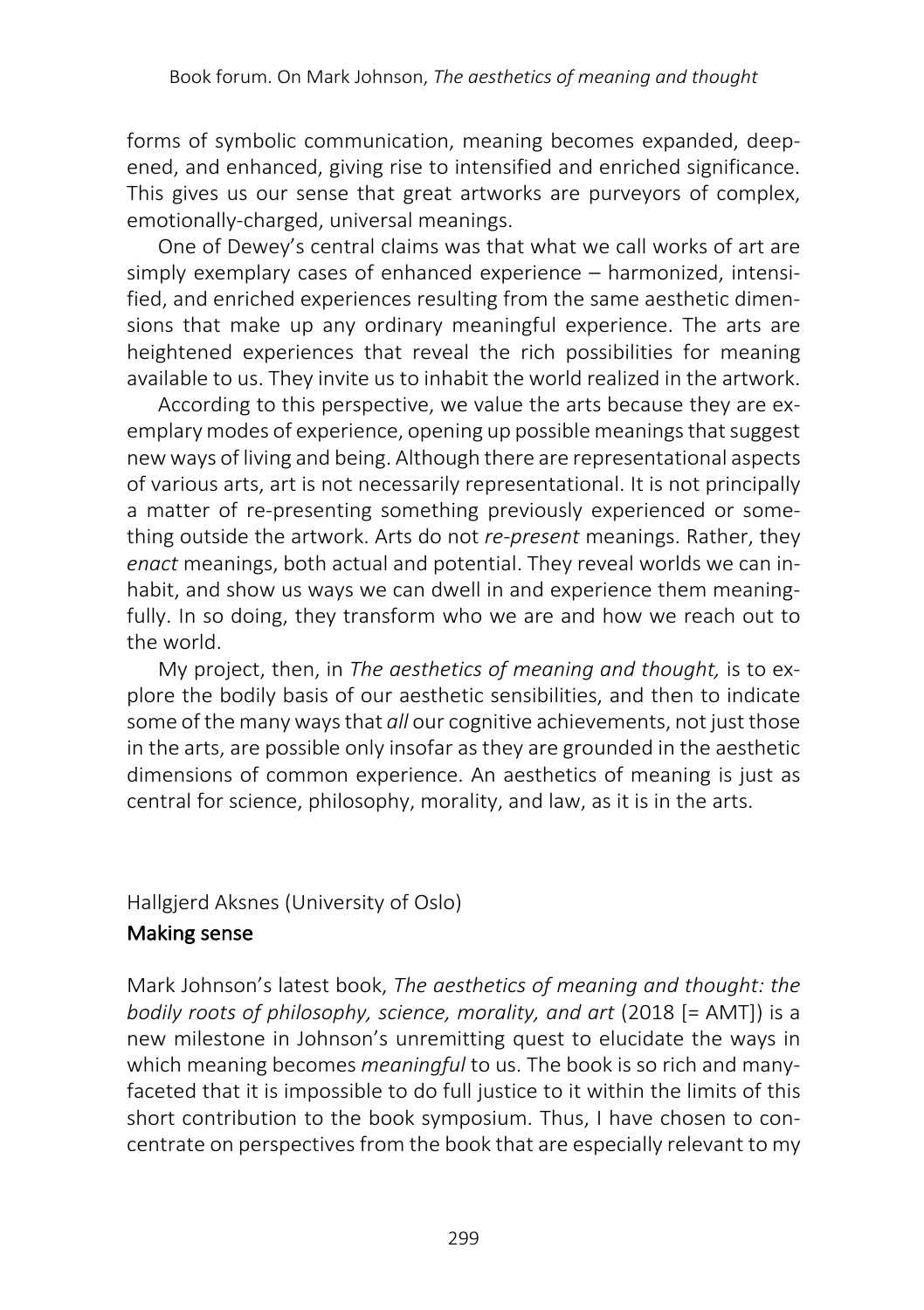forms of symbolic communication, meaning becomes expanded, deepened, and enhanced, giving rise to intensified and enriched significance. This gives us our sense that great artworks are purveyors of complex, emotionally-charged, universal meanings.

One of Dewey's central claims was that what we call works of art are simply exemplary cases of enhanced experience – harmonized, intensified, and enriched experiences resulting from the same aesthetic dimensions that make up any ordinary meaningful experience. The arts are heightened experiences that reveal the rich possibilities for meaning available to us. They invite us to inhabit the world realized in the artwork.

According to this perspective, we value the arts because they are exemplary modes of experience, opening up possible meanings that suggest new ways of living and being. Although there are representational aspects of various arts, art is not necessarily representational. It is not principally a matter of re-presenting something previously experienced or something outside the artwork. Arts do not *re-present* meanings. Rather, they *enact* meanings, both actual and potential. They reveal worlds we can inhabit, and show us ways we can dwell in and experience them meaningfully. In so doing, they transform who we are and how we reach out to the world.

My project, then, in *The aesthetics of meaning and thought,* is to explore the bodily basis of our aesthetic sensibilities, and then to indicate some of the many ways that *all* our cognitive achievements, not just those in the arts, are possible only insofar as they are grounded in the aesthetic dimensions of common experience. An aesthetics of meaning is just as central for science, philosophy, morality, and law, as it is in the arts.

Hallgjerd Aksnes (University of Oslo)

## Making sense

Mark Johnson's latest book, *The aesthetics of meaning and thought: the bodily roots of philosophy, science, morality, and art* (2018 [= AMT]) is a new milestone in Johnson's unremitting quest to elucidate the ways in which meaning becomes *meaningful* to us. The book is so rich and many-faceted that it is impossible to do full justice to it within the limits of this short contribution to the book symposium. Thus, I have chosen to concentrate on perspectives from the book that are especially relevant to my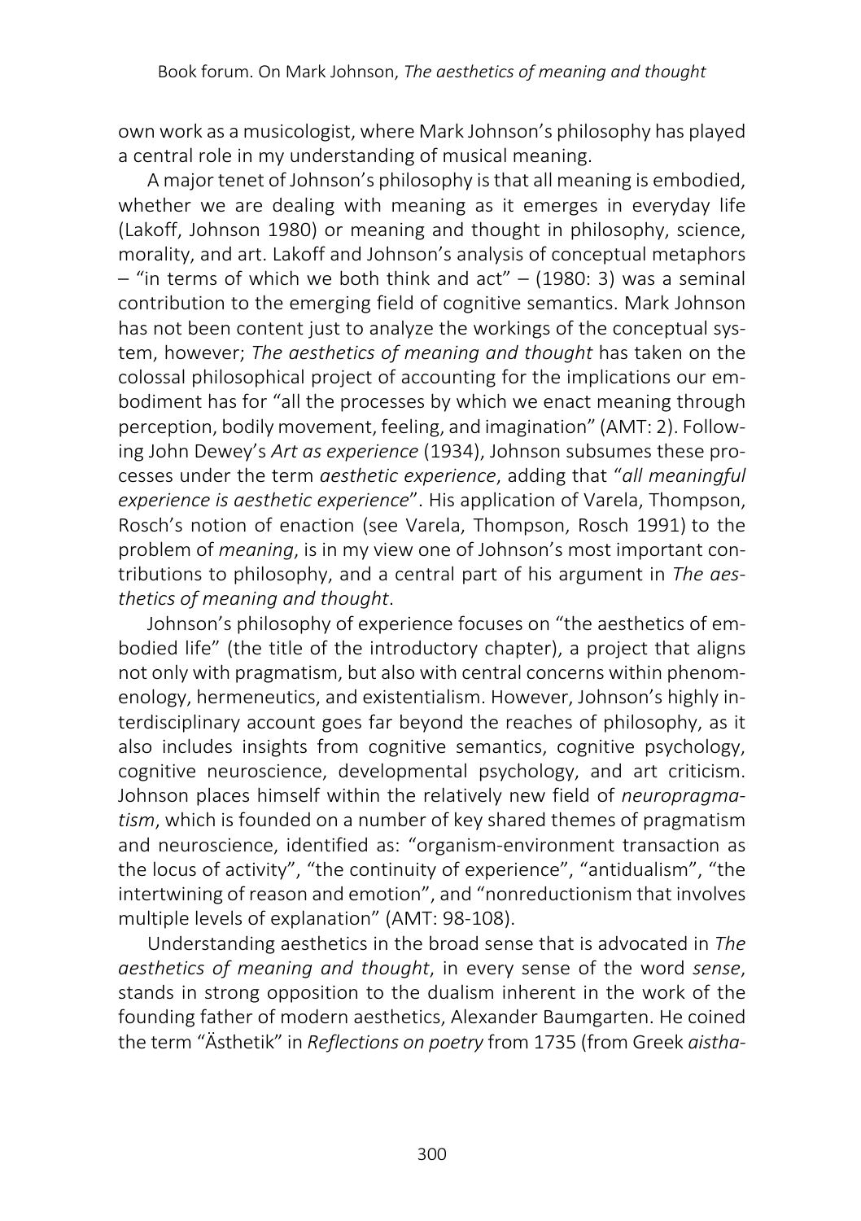own work as a musicologist, where Mark Johnson's philosophy has played a central role in my understanding of musical meaning.

A major tenet of Johnson's philosophy is that all meaning is embodied, whether we are dealing with meaning as it emerges in everyday life (Lakoff, Johnson 1980) or meaning and thought in philosophy, science, morality, and art. Lakoff and Johnson's analysis of conceptual metaphors – "in terms of which we both think and act" – (1980: 3) was a seminal contribution to the emerging field of cognitive semantics. Mark Johnson has not been content just to analyze the workings of the conceptual system, however; *The aesthetics of meaning and thought* has taken on the colossal philosophical project of accounting for the implications our embodiment has for "all the processes by which we enact meaning through perception, bodily movement, feeling, and imagination" (AMT: 2). Following John Dewey's *Art as experience* (1934), Johnson subsumes these processes under the term *aesthetic experience*, adding that "*all meaningful experience is aesthetic experience*". His application of Varela, Thompson, Rosch's notion of enaction (see Varela, Thompson, Rosch 1991) to the problem of *meaning*, is in my view one of Johnson's most important contributions to philosophy, and a central part of his argument in *The aesthetics of meaning and thought*.

Johnson's philosophy of experience focuses on "the aesthetics of embodied life" (the title of the introductory chapter), a project that aligns not only with pragmatism, but also with central concerns within phenomenology, hermeneutics, and existentialism. However, Johnson's highly interdisciplinary account goes far beyond the reaches of philosophy, as it also includes insights from cognitive semantics, cognitive psychology, cognitive neuroscience, developmental psychology, and art criticism. Johnson places himself within the relatively new field of *neuropragmatism*, which is founded on a number of key shared themes of pragmatism and neuroscience, identified as: "organism-environment transaction as the locus of activity", "the continuity of experience", "antidualism", "the intertwining of reason and emotion", and "nonreductionism that involves multiple levels of explanation" (AMT: 98-108).

Understanding aesthetics in the broad sense that is advocated in *The aesthetics of meaning and thought*, in every sense of the word *sense*, stands in strong opposition to the dualism inherent in the work of the founding father of modern aesthetics, Alexander Baumgarten. He coined the term "Ästhetik" in *Reflections on poetry* from 1735 (from Greek *aistha-*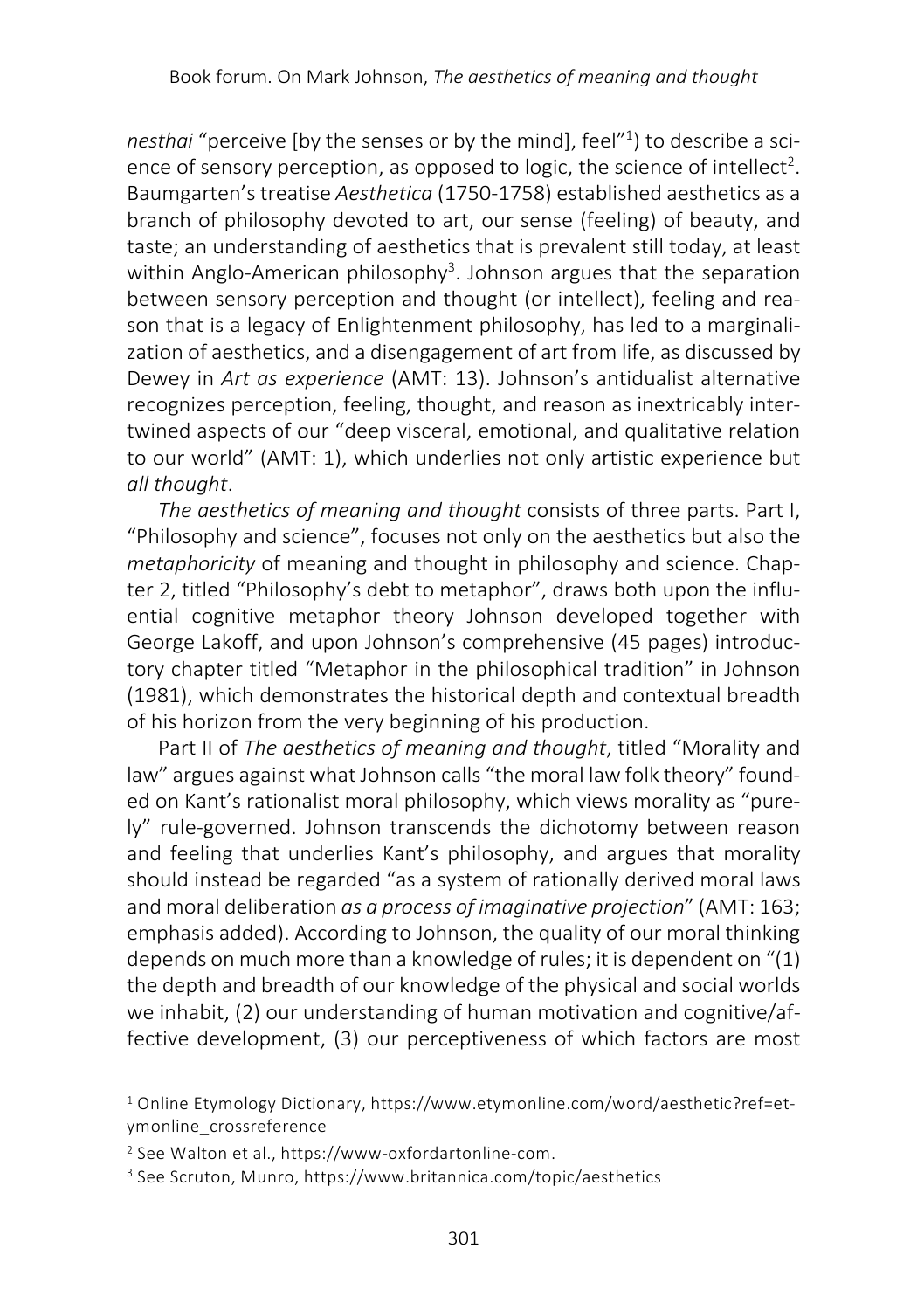*nesthai* "perceive [by the senses or by the mind], feel"[1]) to describe a science of sensory perception, as opposed to logic, the science of intellect[2]. Baumgarten's treatise *Aesthetica* (1750-1758) established aesthetics as a branch of philosophy devoted to art, our sense (feeling) of beauty, and taste; an understanding of aesthetics that is prevalent still today, at least within Anglo-American philosophy[3]. Johnson argues that the separation between sensory perception and thought (or intellect), feeling and reason that is a legacy of Enlightenment philosophy, has led to a marginalization of aesthetics, and a disengagement of art from life, as discussed by Dewey in *Art as experience* (AMT: 13). Johnson's antidualist alternative recognizes perception, feeling, thought, and reason as inextricably intertwined aspects of our "deep visceral, emotional, and qualitative relation to our world" (AMT: 1), which underlies not only artistic experience but *all thought*.

*The aesthetics of meaning and thought* consists of three parts. Part I, "Philosophy and science", focuses not only on the aesthetics but also the *metaphoricity* of meaning and thought in philosophy and science. Chapter 2, titled "Philosophy's debt to metaphor", draws both upon the influential cognitive metaphor theory Johnson developed together with George Lakoff, and upon Johnson's comprehensive (45 pages) introductory chapter titled "Metaphor in the philosophical tradition" in Johnson (1981), which demonstrates the historical depth and contextual breadth of his horizon from the very beginning of his production.

Part II of *The aesthetics of meaning and thought*, titled "Morality and law" argues against what Johnson calls "the moral law folk theory" founded on Kant's rationalist moral philosophy, which views morality as "purely" rule-governed. Johnson transcends the dichotomy between reason and feeling that underlies Kant's philosophy, and argues that morality should instead be regarded "as a system of rationally derived moral laws and moral deliberation *as a process of imaginative projection*" (AMT: 163; emphasis added). According to Johnson, the quality of our moral thinking depends on much more than a knowledge of rules; it is dependent on "(1) the depth and breadth of our knowledge of the physical and social worlds we inhabit, (2) our understanding of human motivation and cognitive/affective development, (3) our perceptiveness of which factors are most

[1] Online Etymology Dictionary, https://www.etymonline.com/word/aesthetic?ref=etymonline_crossreference

[2] See Walton et al., https://www-oxfordartonline-com.

[3] See Scruton, Munro, https://www.britannica.com/topic/aesthetics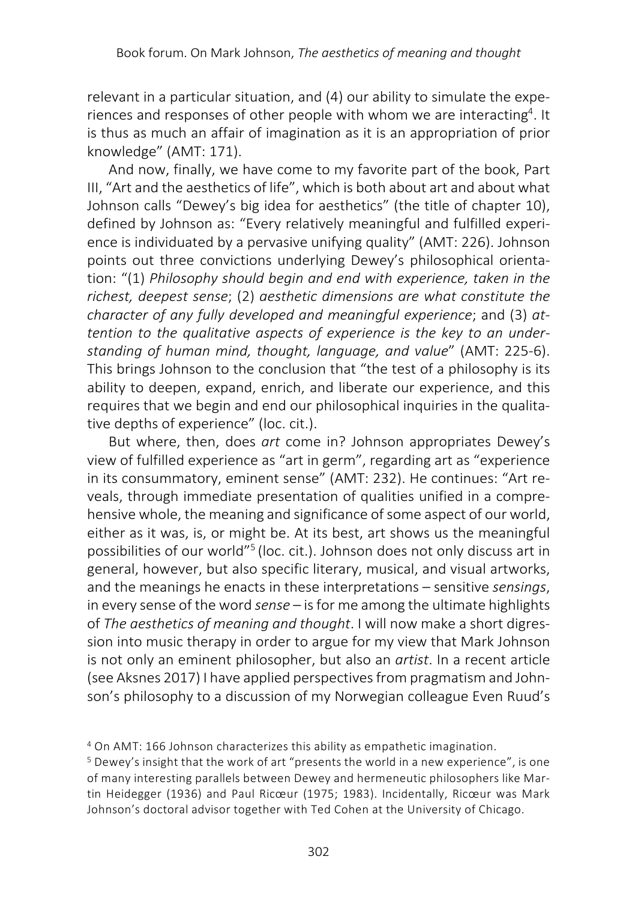relevant in a particular situation, and (4) our ability to simulate the experiences and responses of other people with whom we are interacting[4]. It is thus as much an affair of imagination as it is an appropriation of prior knowledge" (AMT: 171).

And now, finally, we have come to my favorite part of the book, Part III, "Art and the aesthetics of life", which is both about art and about what Johnson calls "Dewey's big idea for aesthetics" (the title of chapter 10), defined by Johnson as: "Every relatively meaningful and fulfilled experience is individuated by a pervasive unifying quality" (AMT: 226). Johnson points out three convictions underlying Dewey's philosophical orientation: "(1) *Philosophy should begin and end with experience, taken in the richest, deepest sense*; (2) *aesthetic dimensions are what constitute the character of any fully developed and meaningful experience*; and (3) *attention to the qualitative aspects of experience is the key to an understanding of human mind, thought, language, and value*" (AMT: 225-6). This brings Johnson to the conclusion that "the test of a philosophy is its ability to deepen, expand, enrich, and liberate our experience, and this requires that we begin and end our philosophical inquiries in the qualitative depths of experience" (loc. cit.).

But where, then, does *art* come in? Johnson appropriates Dewey's view of fulfilled experience as "art in germ", regarding art as "experience in its consummatory, eminent sense" (AMT: 232). He continues: "Art reveals, through immediate presentation of qualities unified in a comprehensive whole, the meaning and significance of some aspect of our world, either as it was, is, or might be. At its best, art shows us the meaningful possibilities of our world"[5] (loc. cit.). Johnson does not only discuss art in general, however, but also specific literary, musical, and visual artworks, and the meanings he enacts in these interpretations – sensitive *sensings*, in every sense of the word *sense* – is for me among the ultimate highlights of *The aesthetics of meaning and thought*. I will now make a short digression into music therapy in order to argue for my view that Mark Johnson is not only an eminent philosopher, but also an *artist*. In a recent article (see Aksnes 2017) I have applied perspectives from pragmatism and Johnson's philosophy to a discussion of my Norwegian colleague Even Ruud's

[4] On AMT: 166 Johnson characterizes this ability as empathetic imagination.

[5] Dewey's insight that the work of art "presents the world in a new experience", is one of many interesting parallels between Dewey and hermeneutic philosophers like Martin Heidegger (1936) and Paul Ricœur (1975; 1983). Incidentally, Ricœur was Mark Johnson's doctoral advisor together with Ted Cohen at the University of Chicago.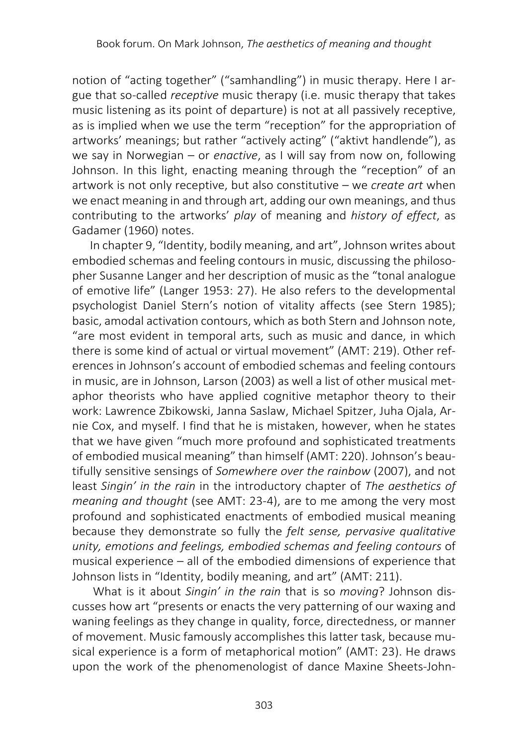notion of "acting together" ("samhandling") in music therapy. Here I argue that so-called *receptive* music therapy (i.e. music therapy that takes music listening as its point of departure) is not at all passively receptive, as is implied when we use the term "reception" for the appropriation of artworks' meanings; but rather "actively acting" ("aktivt handlende"), as we say in Norwegian – or *enactive*, as I will say from now on, following Johnson. In this light, enacting meaning through the "reception" of an artwork is not only receptive, but also constitutive – we *create art* when we enact meaning in and through art, adding our own meanings, and thus contributing to the artworks' *play* of meaning and *history of effect*, as Gadamer (1960) notes.

In chapter 9, "Identity, bodily meaning, and art", Johnson writes about embodied schemas and feeling contours in music, discussing the philosopher Susanne Langer and her description of music as the "tonal analogue of emotive life" (Langer 1953: 27). He also refers to the developmental psychologist Daniel Stern's notion of vitality affects (see Stern 1985); basic, amodal activation contours, which as both Stern and Johnson note, "are most evident in temporal arts, such as music and dance, in which there is some kind of actual or virtual movement" (AMT: 219). Other references in Johnson's account of embodied schemas and feeling contours in music, are in Johnson, Larson (2003) as well a list of other musical metaphor theorists who have applied cognitive metaphor theory to their work: Lawrence Zbikowski, Janna Saslaw, Michael Spitzer, Juha Ojala, Arnie Cox, and myself. I find that he is mistaken, however, when he states that we have given "much more profound and sophisticated treatments of embodied musical meaning" than himself (AMT: 220). Johnson's beautifully sensitive sensings of *Somewhere over the rainbow* (2007), and not least *Singin' in the rain* in the introductory chapter of *The aesthetics of meaning and thought* (see AMT: 23-4), are to me among the very most profound and sophisticated enactments of embodied musical meaning because they demonstrate so fully the *felt sense, pervasive qualitative unity, emotions and feelings, embodied schemas and feeling contours* of musical experience – all of the embodied dimensions of experience that Johnson lists in "Identity, bodily meaning, and art" (AMT: 211).

What is it about *Singin' in the rain* that is so *moving*? Johnson discusses how art "presents or enacts the very patterning of our waxing and waning feelings as they change in quality, force, directedness, or manner of movement. Music famously accomplishes this latter task, because musical experience is a form of metaphorical motion" (AMT: 23). He draws upon the work of the phenomenologist of dance Maxine Sheets-John-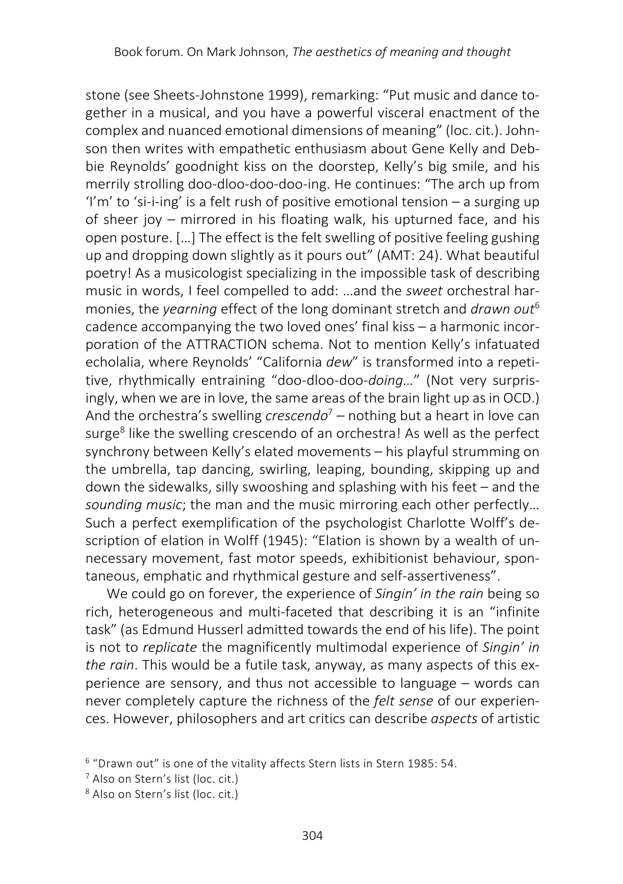stone (see Sheets-Johnstone 1999), remarking: "Put music and dance together in a musical, and you have a powerful visceral enactment of the complex and nuanced emotional dimensions of meaning" (loc. cit.). Johnson then writes with empathetic enthusiasm about Gene Kelly and Debbie Reynolds' goodnight kiss on the doorstep, Kelly's big smile, and his merrily strolling doo-dloo-doo-doo-ing. He continues: "The arch up from 'I'm' to 'si-i-ing' is a felt rush of positive emotional tension – a surging up of sheer joy – mirrored in his floating walk, his upturned face, and his open posture. […] The effect is the felt swelling of positive feeling gushing up and dropping down slightly as it pours out" (AMT: 24). What beautiful poetry! As a musicologist specializing in the impossible task of describing music in words, I feel compelled to add: …and the *sweet* orchestral harmonies, the *yearning* effect of the long dominant stretch and *drawn out*[6] cadence accompanying the two loved ones' final kiss – a harmonic incorporation of the ATTRACTION schema. Not to mention Kelly's infatuated echolalia, where Reynolds' "California *dew*" is transformed into a repetitive, rhythmically entraining "doo-dloo-doo-*doing*…" (Not very surprisingly, when we are in love, the same areas of the brain light up as in OCD.) And the orchestra's swelling *crescendo*[7] – nothing but a heart in love can surge[8] like the swelling crescendo of an orchestra! As well as the perfect synchrony between Kelly's elated movements – his playful strumming on the umbrella, tap dancing, swirling, leaping, bounding, skipping up and down the sidewalks, silly swooshing and splashing with his feet – and the *sounding music*; the man and the music mirroring each other perfectly… Such a perfect exemplification of the psychologist Charlotte Wolff's description of elation in Wolff (1945): "Elation is shown by a wealth of unnecessary movement, fast motor speeds, exhibitionist behaviour, spontaneous, emphatic and rhythmical gesture and self-assertiveness".

We could go on forever, the experience of *Singin' in the rain* being so rich, heterogeneous and multi-faceted that describing it is an "infinite task" (as Edmund Husserl admitted towards the end of his life). The point is not to *replicate* the magnificently multimodal experience of *Singin' in the rain*. This would be a futile task, anyway, as many aspects of this experience are sensory, and thus not accessible to language – words can never completely capture the richness of the *felt sense* of our experiences. However, philosophers and art critics can describe *aspects* of artistic

[6] "Drawn out" is one of the vitality affects Stern lists in Stern 1985: 54.

[7] Also on Stern's list (loc. cit.)

[8] Also on Stern's list (loc. cit.)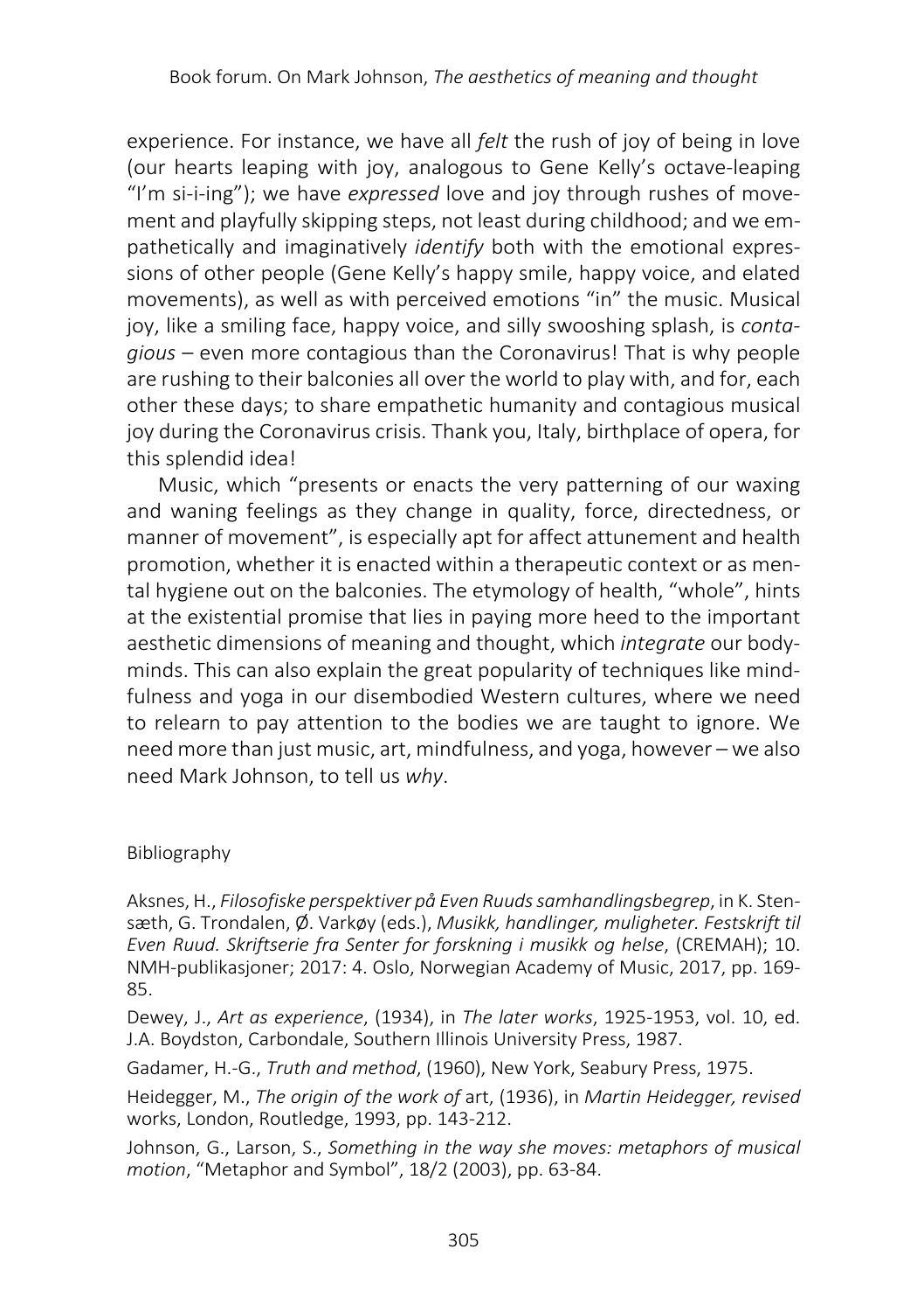experience. For instance, we have all *felt* the rush of joy of being in love (our hearts leaping with joy, analogous to Gene Kelly's octave-leaping "I'm si-i-ing"); we have *expressed* love and joy through rushes of movement and playfully skipping steps, not least during childhood; and we empathetically and imaginatively *identify* both with the emotional expressions of other people (Gene Kelly's happy smile, happy voice, and elated movements), as well as with perceived emotions "in" the music. Musical joy, like a smiling face, happy voice, and silly swooshing splash, is *contagious* – even more contagious than the Coronavirus! That is why people are rushing to their balconies all over the world to play with, and for, each other these days; to share empathetic humanity and contagious musical joy during the Coronavirus crisis. Thank you, Italy, birthplace of opera, for this splendid idea!

Music, which "presents or enacts the very patterning of our waxing and waning feelings as they change in quality, force, directedness, or manner of movement", is especially apt for affect attunement and health promotion, whether it is enacted within a therapeutic context or as mental hygiene out on the balconies. The etymology of health, "whole", hints at the existential promise that lies in paying more heed to the important aesthetic dimensions of meaning and thought, which *integrate* our bodyminds. This can also explain the great popularity of techniques like mindfulness and yoga in our disembodied Western cultures, where we need to relearn to pay attention to the bodies we are taught to ignore. We need more than just music, art, mindfulness, and yoga, however – we also need Mark Johnson, to tell us *why*.

Bibliography

Aksnes, H., *Filosofiske perspektiver på Even Ruuds samhandlingsbegrep*, in K. Stensæth, G. Trondalen, Ø. Varkøy (eds.), *Musikk, handlinger, muligheter. Festskrift til Even Ruud. Skriftserie fra Senter for forskning i musikk og helse*, (CREMAH); 10. NMH-publikasjoner; 2017: 4. Oslo, Norwegian Academy of Music, 2017, pp. 169-85.

Dewey, J., *Art as experience*, (1934), in *The later works*, 1925-1953, vol. 10, ed. J.A. Boydston, Carbondale, Southern Illinois University Press, 1987.

Gadamer, H.-G., *Truth and method*, (1960), New York, Seabury Press, 1975.

Heidegger, M., *The origin of the work of* art, (1936), in *Martin Heidegger, revised* works, London, Routledge, 1993, pp. 143-212.

Johnson, G., Larson, S., *Something in the way she moves: metaphors of musical motion*, "Metaphor and Symbol", 18/2 (2003), pp. 63-84.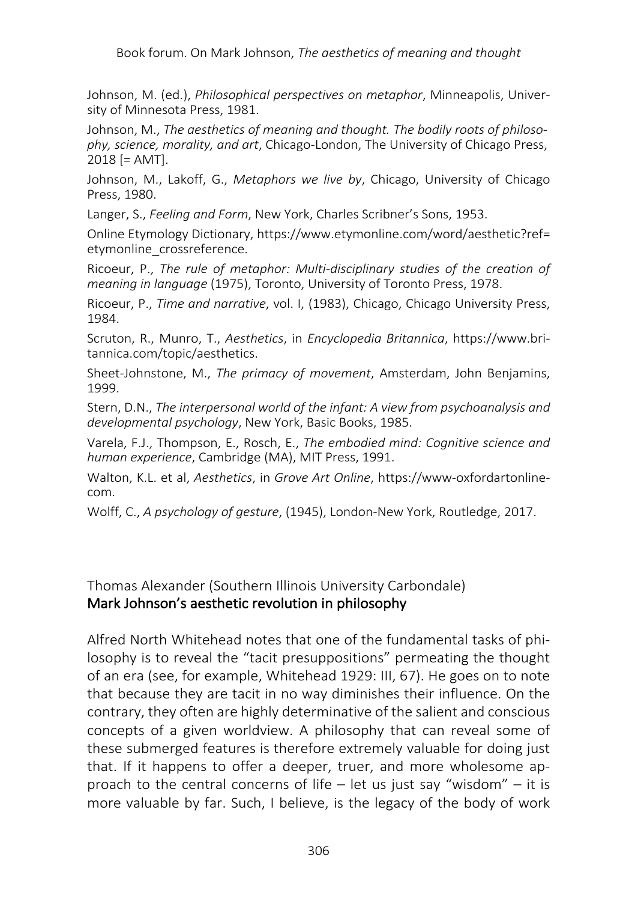Johnson, M. (ed.), *Philosophical perspectives on metaphor*, Minneapolis, University of Minnesota Press, 1981.

Johnson, M., *The aesthetics of meaning and thought. The bodily roots of philosophy, science, morality, and art*, Chicago-London, The University of Chicago Press, 2018 [= AMT].

Johnson, M., Lakoff, G., *Metaphors we live by*, Chicago, University of Chicago Press, 1980.

Langer, S., *Feeling and Form*, New York, Charles Scribner's Sons, 1953.

Online Etymology Dictionary, https://www.etymonline.com/word/aesthetic?ref=etymonline_crossreference.

Ricoeur, P., *The rule of metaphor: Multi-disciplinary studies of the creation of meaning in language* (1975), Toronto, University of Toronto Press, 1978.

Ricoeur, P., *Time and narrative*, vol. I, (1983), Chicago, Chicago University Press, 1984.

Scruton, R., Munro, T., *Aesthetics*, in *Encyclopedia Britannica*, https://www.britannica.com/topic/aesthetics.

Sheet-Johnstone, M., *The primacy of movement*, Amsterdam, John Benjamins, 1999.

Stern, D.N., *The interpersonal world of the infant: A view from psychoanalysis and developmental psychology*, New York, Basic Books, 1985.

Varela, F.J., Thompson, E., Rosch, E., *The embodied mind: Cognitive science and human experience*, Cambridge (MA), MIT Press, 1991.

Walton, K.L. et al, *Aesthetics*, in *Grove Art Online*, https://www-oxfordartonline-com.

Wolff, C., *A psychology of gesture*, (1945), London-New York, Routledge, 2017.

## Thomas Alexander (Southern Illinois University Carbondale)
## Mark Johnson's aesthetic revolution in philosophy

Alfred North Whitehead notes that one of the fundamental tasks of philosophy is to reveal the "tacit presuppositions" permeating the thought of an era (see, for example, Whitehead 1929: III, 67). He goes on to note that because they are tacit in no way diminishes their influence. On the contrary, they often are highly determinative of the salient and conscious concepts of a given worldview. A philosophy that can reveal some of these submerged features is therefore extremely valuable for doing just that. If it happens to offer a deeper, truer, and more wholesome approach to the central concerns of life – let us just say "wisdom" – it is more valuable by far. Such, I believe, is the legacy of the body of work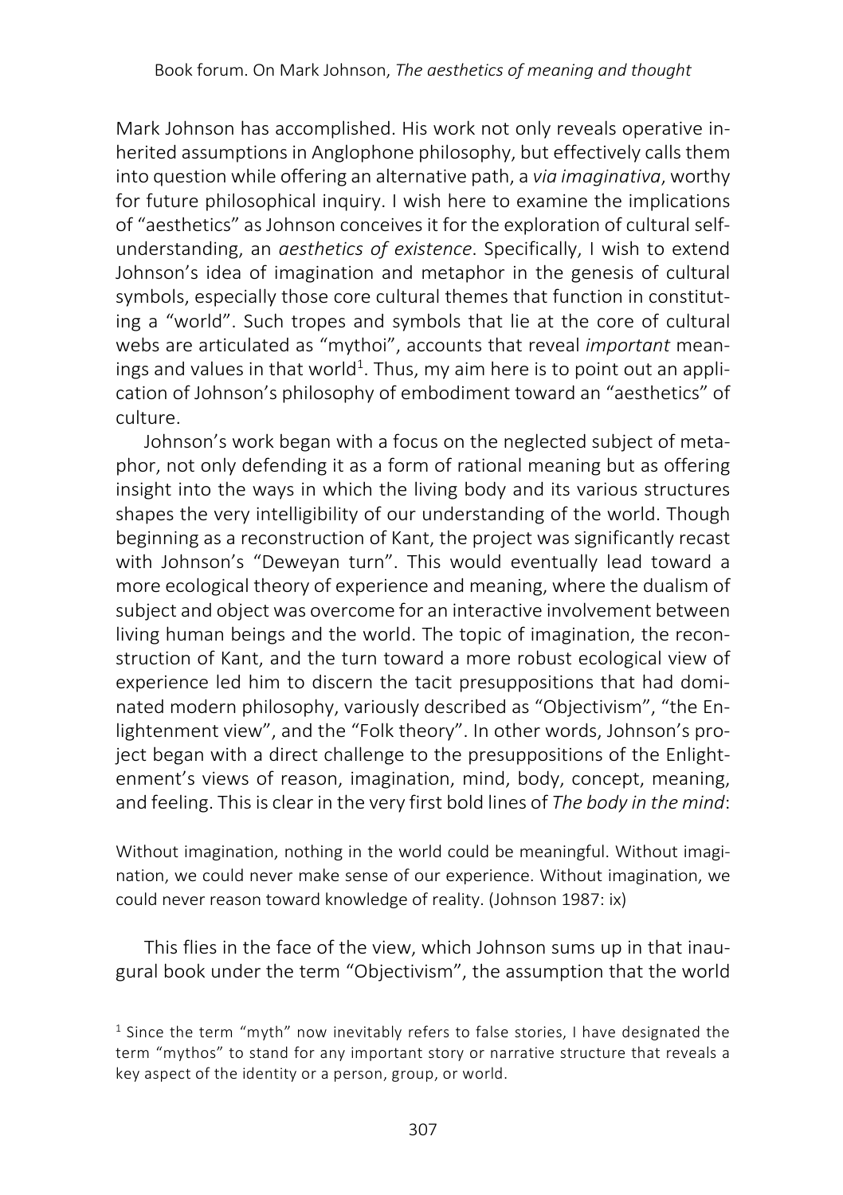Mark Johnson has accomplished. His work not only reveals operative inherited assumptions in Anglophone philosophy, but effectively calls them into question while offering an alternative path, a *via imaginativa*, worthy for future philosophical inquiry. I wish here to examine the implications of "aesthetics" as Johnson conceives it for the exploration of cultural self-understanding, an *aesthetics of existence*. Specifically, I wish to extend Johnson's idea of imagination and metaphor in the genesis of cultural symbols, especially those core cultural themes that function in constituting a "world". Such tropes and symbols that lie at the core of cultural webs are articulated as "mythoi", accounts that reveal *important* meanings and values in that world[1]. Thus, my aim here is to point out an application of Johnson's philosophy of embodiment toward an "aesthetics" of culture.

Johnson's work began with a focus on the neglected subject of metaphor, not only defending it as a form of rational meaning but as offering insight into the ways in which the living body and its various structures shapes the very intelligibility of our understanding of the world. Though beginning as a reconstruction of Kant, the project was significantly recast with Johnson's "Deweyan turn". This would eventually lead toward a more ecological theory of experience and meaning, where the dualism of subject and object was overcome for an interactive involvement between living human beings and the world. The topic of imagination, the reconstruction of Kant, and the turn toward a more robust ecological view of experience led him to discern the tacit presuppositions that had dominated modern philosophy, variously described as "Objectivism", "the Enlightenment view", and the "Folk theory". In other words, Johnson's project began with a direct challenge to the presuppositions of the Enlightenment's views of reason, imagination, mind, body, concept, meaning, and feeling. This is clear in the very first bold lines of *The body in the mind*:

> Without imagination, nothing in the world could be meaningful. Without imagination, we could never make sense of our experience. Without imagination, we could never reason toward knowledge of reality. (Johnson 1987: ix)

This flies in the face of the view, which Johnson sums up in that inaugural book under the term "Objectivism", the assumption that the world

[1] Since the term "myth" now inevitably refers to false stories, I have designated the term "mythos" to stand for any important story or narrative structure that reveals a key aspect of the identity or a person, group, or world.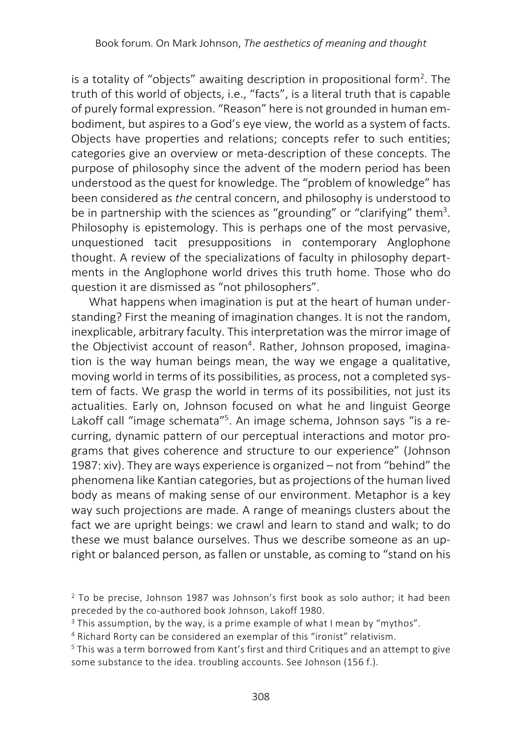is a totality of "objects" awaiting description in propositional form[2]. The truth of this world of objects, i.e., "facts", is a literal truth that is capable of purely formal expression. "Reason" here is not grounded in human embodiment, but aspires to a God's eye view, the world as a system of facts. Objects have properties and relations; concepts refer to such entities; categories give an overview or meta-description of these concepts. The purpose of philosophy since the advent of the modern period has been understood as the quest for knowledge. The "problem of knowledge" has been considered as *the* central concern, and philosophy is understood to be in partnership with the sciences as "grounding" or "clarifying" them[3]. Philosophy is epistemology. This is perhaps one of the most pervasive, unquestioned tacit presuppositions in contemporary Anglophone thought. A review of the specializations of faculty in philosophy departments in the Anglophone world drives this truth home. Those who do question it are dismissed as "not philosophers".

What happens when imagination is put at the heart of human understanding? First the meaning of imagination changes. It is not the random, inexplicable, arbitrary faculty. This interpretation was the mirror image of the Objectivist account of reason[4]. Rather, Johnson proposed, imagination is the way human beings mean, the way we engage a qualitative, moving world in terms of its possibilities, as process, not a completed system of facts. We grasp the world in terms of its possibilities, not just its actualities. Early on, Johnson focused on what he and linguist George Lakoff call "image schemata"[5]. An image schema, Johnson says "is a recurring, dynamic pattern of our perceptual interactions and motor programs that gives coherence and structure to our experience" (Johnson 1987: xiv). They are ways experience is organized – not from "behind" the phenomena like Kantian categories, but as projections of the human lived body as means of making sense of our environment. Metaphor is a key way such projections are made. A range of meanings clusters about the fact we are upright beings: we crawl and learn to stand and walk; to do these we must balance ourselves. Thus we describe someone as an upright or balanced person, as fallen or unstable, as coming to "stand on his

[2] To be precise, Johnson 1987 was Johnson's first book as solo author; it had been preceded by the co-authored book Johnson, Lakoff 1980.

[3] This assumption, by the way, is a prime example of what I mean by "mythos".

[4] Richard Rorty can be considered an exemplar of this "ironist" relativism.

[5] This was a term borrowed from Kant's first and third Critiques and an attempt to give some substance to the idea. troubling accounts. See Johnson (156 f.).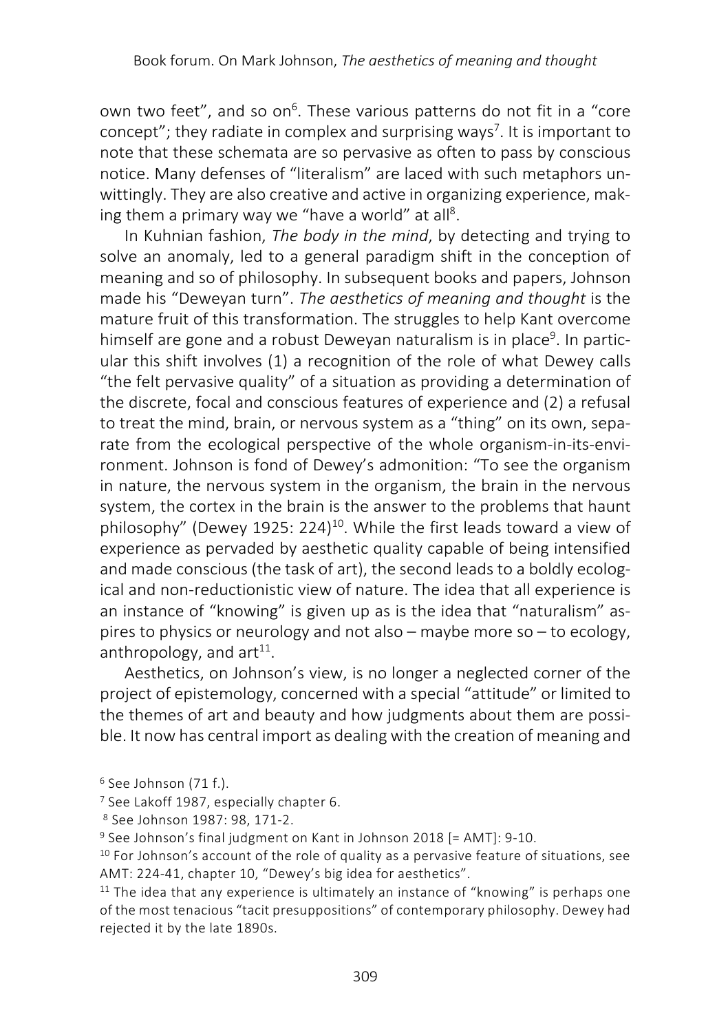own two feet", and so on[6]. These various patterns do not fit in a "core concept"; they radiate in complex and surprising ways[7]. It is important to note that these schemata are so pervasive as often to pass by conscious notice. Many defenses of "literalism" are laced with such metaphors unwittingly. They are also creative and active in organizing experience, making them a primary way we "have a world" at all[8].

In Kuhnian fashion, *The body in the mind*, by detecting and trying to solve an anomaly, led to a general paradigm shift in the conception of meaning and so of philosophy. In subsequent books and papers, Johnson made his "Deweyan turn". *The aesthetics of meaning and thought* is the mature fruit of this transformation. The struggles to help Kant overcome himself are gone and a robust Deweyan naturalism is in place[9]. In particular this shift involves (1) a recognition of the role of what Dewey calls "the felt pervasive quality" of a situation as providing a determination of the discrete, focal and conscious features of experience and (2) a refusal to treat the mind, brain, or nervous system as a "thing" on its own, separate from the ecological perspective of the whole organism-in-its-environment. Johnson is fond of Dewey's admonition: "To see the organism in nature, the nervous system in the organism, the brain in the nervous system, the cortex in the brain is the answer to the problems that haunt philosophy" (Dewey 1925: 224)[10]. While the first leads toward a view of experience as pervaded by aesthetic quality capable of being intensified and made conscious (the task of art), the second leads to a boldly ecological and non-reductionistic view of nature. The idea that all experience is an instance of "knowing" is given up as is the idea that "naturalism" aspires to physics or neurology and not also – maybe more so – to ecology, anthropology, and art[11].

Aesthetics, on Johnson's view, is no longer a neglected corner of the project of epistemology, concerned with a special "attitude" or limited to the themes of art and beauty and how judgments about them are possible. It now has central import as dealing with the creation of meaning and

[6] See Johnson (71 f.).

[7] See Lakoff 1987, especially chapter 6.

[8] See Johnson 1987: 98, 171-2.

[9] See Johnson's final judgment on Kant in Johnson 2018 [= AMT]: 9-10.

[10] For Johnson's account of the role of quality as a pervasive feature of situations, see AMT: 224-41, chapter 10, "Dewey's big idea for aesthetics".

[11] The idea that any experience is ultimately an instance of "knowing" is perhaps one of the most tenacious "tacit presuppositions" of contemporary philosophy. Dewey had rejected it by the late 1890s.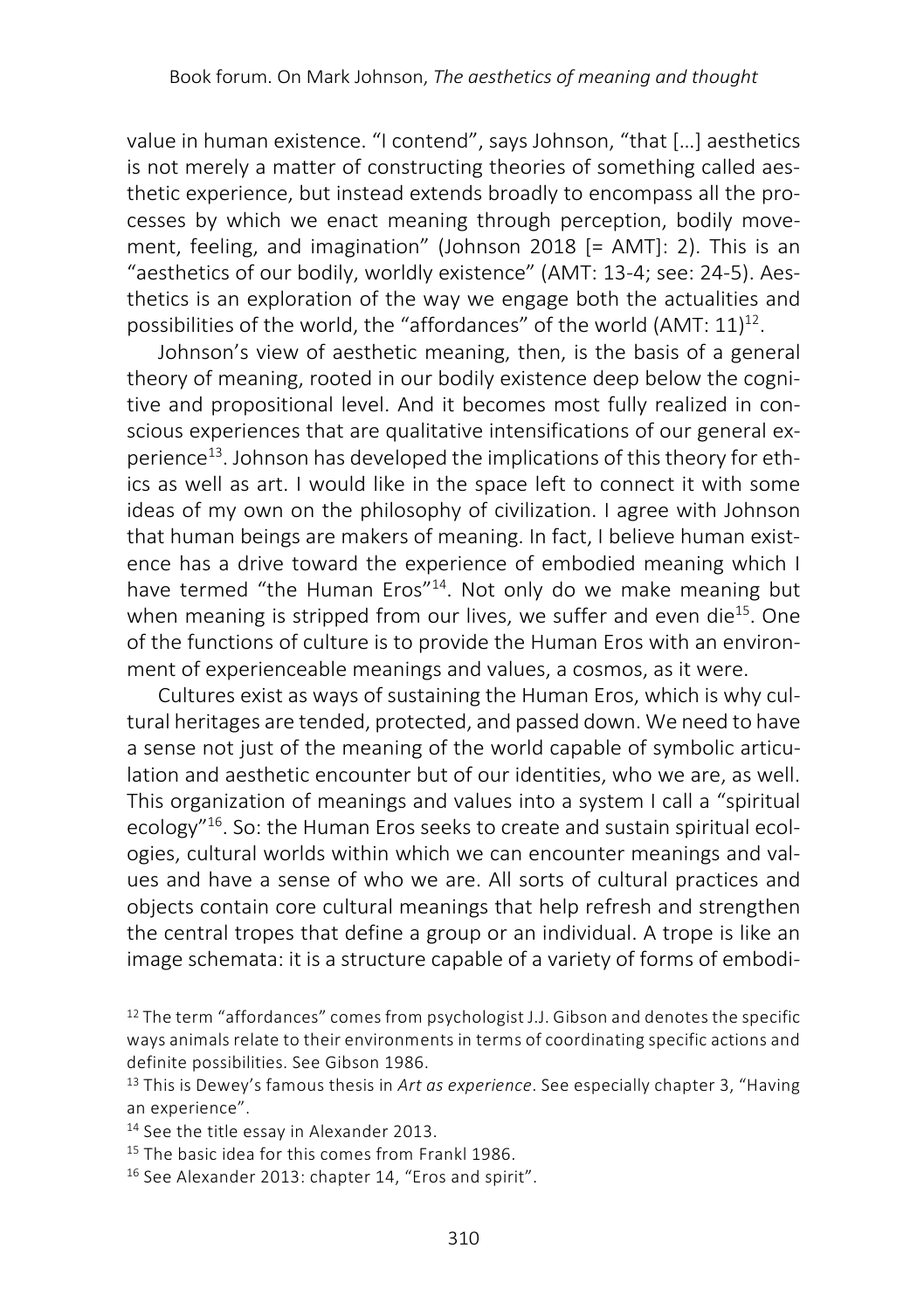value in human existence. "I contend", says Johnson, "that […] aesthetics is not merely a matter of constructing theories of something called aesthetic experience, but instead extends broadly to encompass all the processes by which we enact meaning through perception, bodily movement, feeling, and imagination" (Johnson 2018 [= AMT]: 2). This is an "aesthetics of our bodily, worldly existence" (AMT: 13-4; see: 24-5). Aesthetics is an exploration of the way we engage both the actualities and possibilities of the world, the "affordances" of the world (AMT: 11)[12].

Johnson's view of aesthetic meaning, then, is the basis of a general theory of meaning, rooted in our bodily existence deep below the cognitive and propositional level. And it becomes most fully realized in conscious experiences that are qualitative intensifications of our general experience[13]. Johnson has developed the implications of this theory for ethics as well as art. I would like in the space left to connect it with some ideas of my own on the philosophy of civilization. I agree with Johnson that human beings are makers of meaning. In fact, I believe human existence has a drive toward the experience of embodied meaning which I have termed "the Human Eros"[14]. Not only do we make meaning but when meaning is stripped from our lives, we suffer and even die[15]. One of the functions of culture is to provide the Human Eros with an environment of experienceable meanings and values, a cosmos, as it were.

Cultures exist as ways of sustaining the Human Eros, which is why cultural heritages are tended, protected, and passed down. We need to have a sense not just of the meaning of the world capable of symbolic articulation and aesthetic encounter but of our identities, who we are, as well. This organization of meanings and values into a system I call a "spiritual ecology"[16]. So: the Human Eros seeks to create and sustain spiritual ecologies, cultural worlds within which we can encounter meanings and values and have a sense of who we are. All sorts of cultural practices and objects contain core cultural meanings that help refresh and strengthen the central tropes that define a group or an individual. A trope is like an image schemata: it is a structure capable of a variety of forms of embodi-

[12] The term "affordances" comes from psychologist J.J. Gibson and denotes the specific ways animals relate to their environments in terms of coordinating specific actions and definite possibilities. See Gibson 1986.

[13] This is Dewey's famous thesis in *Art as experience*. See especially chapter 3, "Having an experience".

[14] See the title essay in Alexander 2013.

[15] The basic idea for this comes from Frankl 1986.

[16] See Alexander 2013: chapter 14, "Eros and spirit".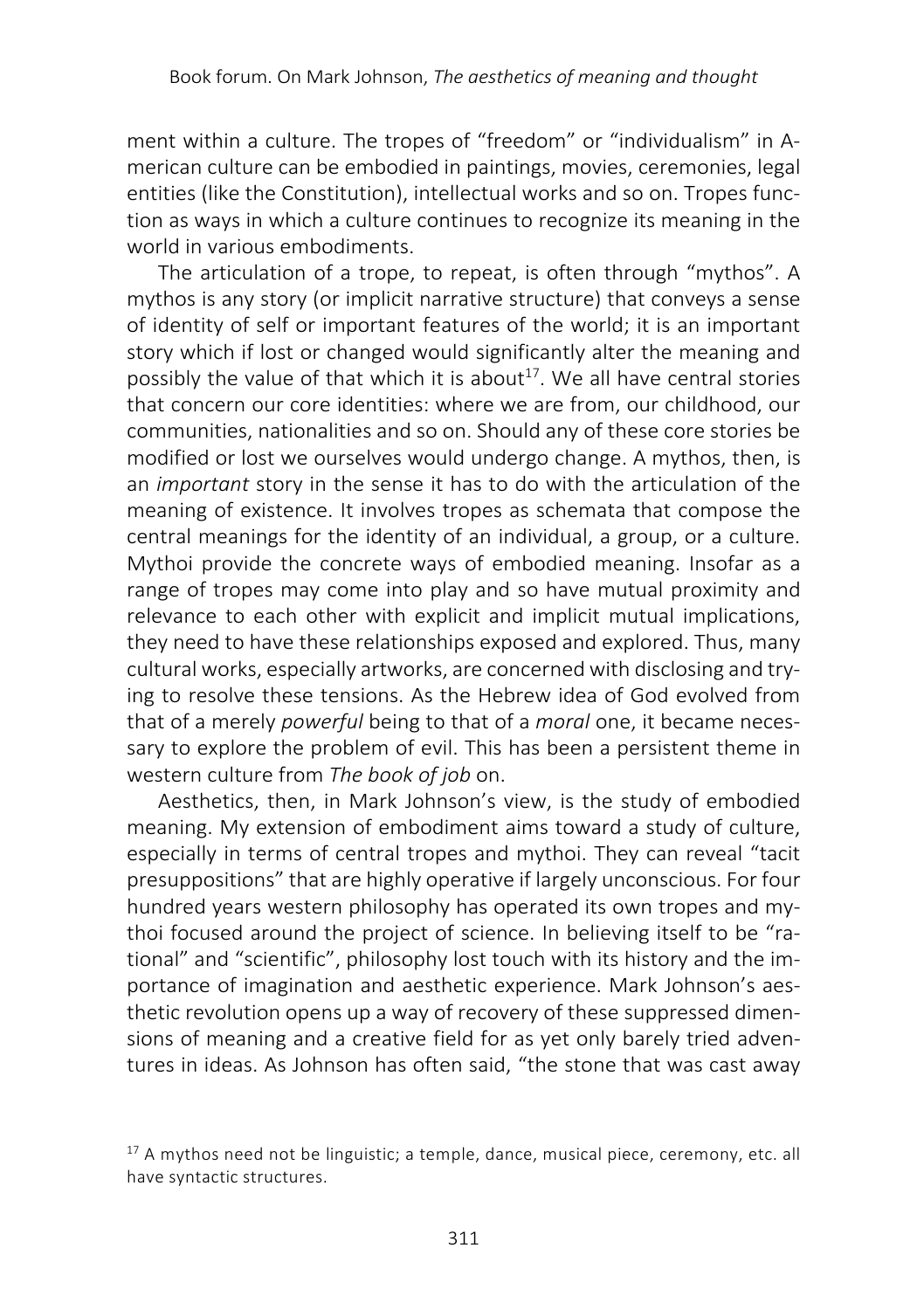ment within a culture. The tropes of "freedom" or "individualism" in American culture can be embodied in paintings, movies, ceremonies, legal entities (like the Constitution), intellectual works and so on. Tropes function as ways in which a culture continues to recognize its meaning in the world in various embodiments.

The articulation of a trope, to repeat, is often through "mythos". A mythos is any story (or implicit narrative structure) that conveys a sense of identity of self or important features of the world; it is an important story which if lost or changed would significantly alter the meaning and possibly the value of that which it is about[17]. We all have central stories that concern our core identities: where we are from, our childhood, our communities, nationalities and so on. Should any of these core stories be modified or lost we ourselves would undergo change. A mythos, then, is an *important* story in the sense it has to do with the articulation of the meaning of existence. It involves tropes as schemata that compose the central meanings for the identity of an individual, a group, or a culture. Mythoi provide the concrete ways of embodied meaning. Insofar as a range of tropes may come into play and so have mutual proximity and relevance to each other with explicit and implicit mutual implications, they need to have these relationships exposed and explored. Thus, many cultural works, especially artworks, are concerned with disclosing and trying to resolve these tensions. As the Hebrew idea of God evolved from that of a merely *powerful* being to that of a *moral* one, it became necessary to explore the problem of evil. This has been a persistent theme in western culture from *The book of job* on.

Aesthetics, then, in Mark Johnson's view, is the study of embodied meaning. My extension of embodiment aims toward a study of culture, especially in terms of central tropes and mythoi. They can reveal "tacit presuppositions" that are highly operative if largely unconscious. For four hundred years western philosophy has operated its own tropes and mythoi focused around the project of science. In believing itself to be "rational" and "scientific", philosophy lost touch with its history and the importance of imagination and aesthetic experience. Mark Johnson's aesthetic revolution opens up a way of recovery of these suppressed dimensions of meaning and a creative field for as yet only barely tried adventures in ideas. As Johnson has often said, "the stone that was cast away

[17] A mythos need not be linguistic; a temple, dance, musical piece, ceremony, etc. all have syntactic structures.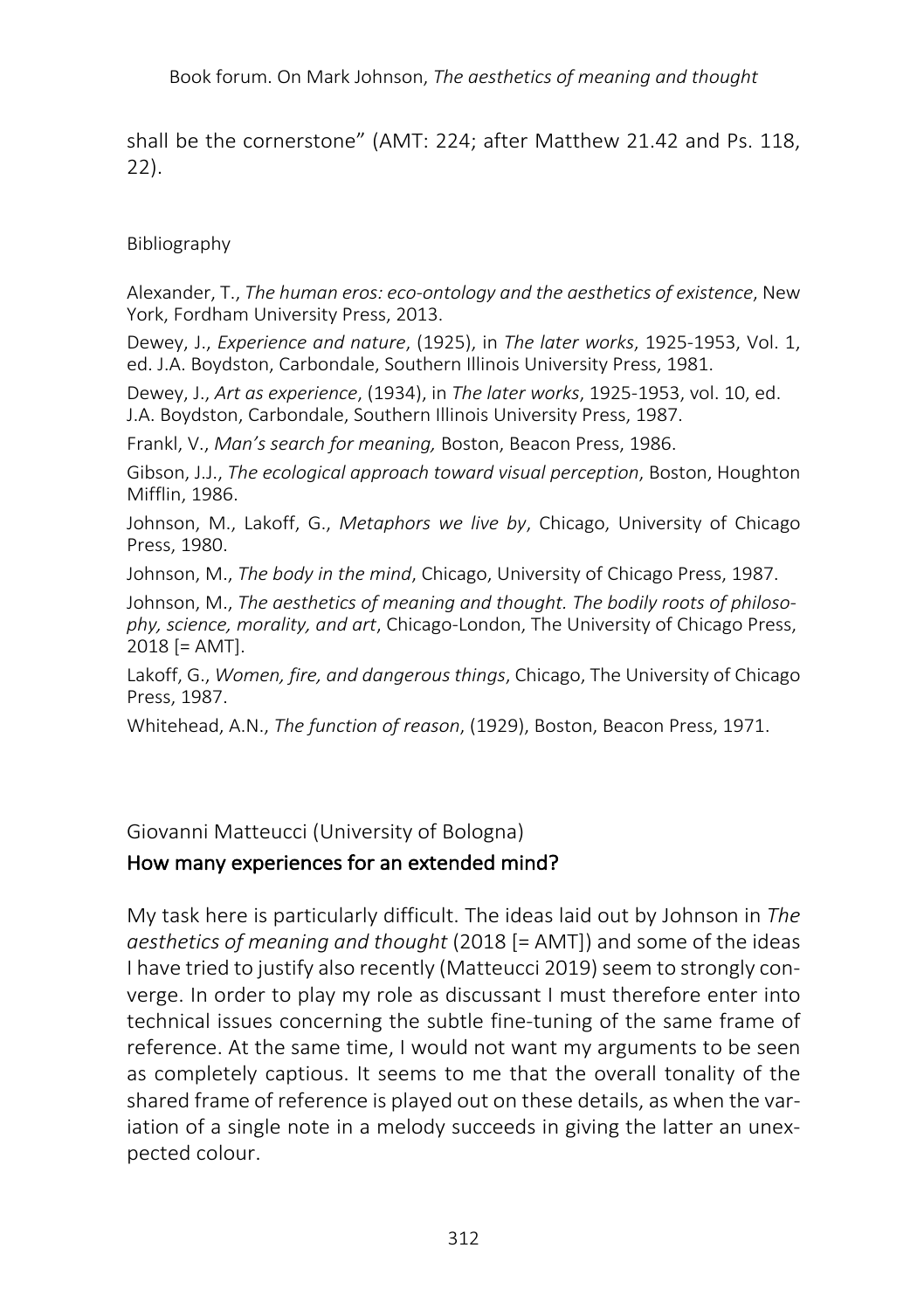shall be the cornerstone" (AMT: 224; after Matthew 21.42 and Ps. 118, 22).

Bibliography

Alexander, T., *The human eros: eco-ontology and the aesthetics of existence*, New York, Fordham University Press, 2013.

Dewey, J., *Experience and nature*, (1925), in *The later works*, 1925-1953, Vol. 1, ed. J.A. Boydston, Carbondale, Southern Illinois University Press, 1981.

Dewey, J., *Art as experience*, (1934), in *The later works*, 1925-1953, vol. 10, ed. J.A. Boydston, Carbondale, Southern Illinois University Press, 1987.

Frankl, V., *Man's search for meaning,* Boston, Beacon Press, 1986.

Gibson, J.J., *The ecological approach toward visual perception*, Boston, Houghton Mifflin, 1986.

Johnson, M., Lakoff, G., *Metaphors we live by*, Chicago, University of Chicago Press, 1980.

Johnson, M., *The body in the mind*, Chicago, University of Chicago Press, 1987.

Johnson, M., *The aesthetics of meaning and thought. The bodily roots of philosophy, science, morality, and art*, Chicago-London, The University of Chicago Press, 2018 [= AMT].

Lakoff, G., *Women, fire, and dangerous things*, Chicago, The University of Chicago Press, 1987.

Whitehead, A.N., *The function of reason*, (1929), Boston, Beacon Press, 1971.

Giovanni Matteucci (University of Bologna)

## How many experiences for an extended mind?

My task here is particularly difficult. The ideas laid out by Johnson in *The aesthetics of meaning and thought* (2018 [= AMT]) and some of the ideas I have tried to justify also recently (Matteucci 2019) seem to strongly converge. In order to play my role as discussant I must therefore enter into technical issues concerning the subtle fine-tuning of the same frame of reference. At the same time, I would not want my arguments to be seen as completely captious. It seems to me that the overall tonality of the shared frame of reference is played out on these details, as when the variation of a single note in a melody succeeds in giving the latter an unexpected colour.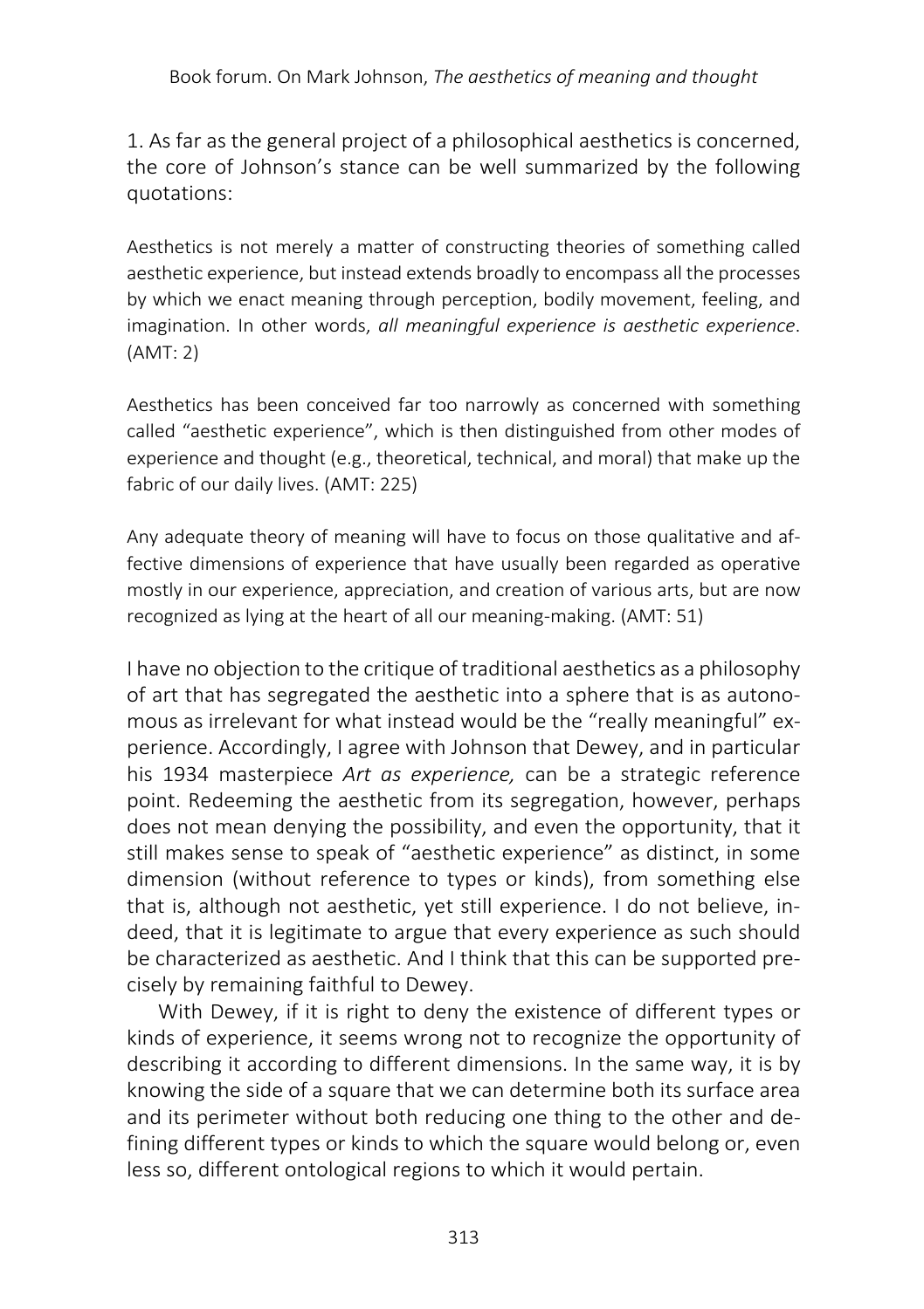1. As far as the general project of a philosophical aesthetics is concerned, the core of Johnson's stance can be well summarized by the following quotations:

> Aesthetics is not merely a matter of constructing theories of something called aesthetic experience, but instead extends broadly to encompass all the processes by which we enact meaning through perception, bodily movement, feeling, and imagination. In other words, *all meaningful experience is aesthetic experience*. (AMT: 2)

> Aesthetics has been conceived far too narrowly as concerned with something called "aesthetic experience", which is then distinguished from other modes of experience and thought (e.g., theoretical, technical, and moral) that make up the fabric of our daily lives. (AMT: 225)

> Any adequate theory of meaning will have to focus on those qualitative and affective dimensions of experience that have usually been regarded as operative mostly in our experience, appreciation, and creation of various arts, but are now recognized as lying at the heart of all our meaning-making. (AMT: 51)

I have no objection to the critique of traditional aesthetics as a philosophy of art that has segregated the aesthetic into a sphere that is as autonomous as irrelevant for what instead would be the "really meaningful" experience. Accordingly, I agree with Johnson that Dewey, and in particular his 1934 masterpiece *Art as experience,* can be a strategic reference point. Redeeming the aesthetic from its segregation, however, perhaps does not mean denying the possibility, and even the opportunity, that it still makes sense to speak of "aesthetic experience" as distinct, in some dimension (without reference to types or kinds), from something else that is, although not aesthetic, yet still experience. I do not believe, indeed, that it is legitimate to argue that every experience as such should be characterized as aesthetic. And I think that this can be supported precisely by remaining faithful to Dewey.

With Dewey, if it is right to deny the existence of different types or kinds of experience, it seems wrong not to recognize the opportunity of describing it according to different dimensions. In the same way, it is by knowing the side of a square that we can determine both its surface area and its perimeter without both reducing one thing to the other and defining different types or kinds to which the square would belong or, even less so, different ontological regions to which it would pertain.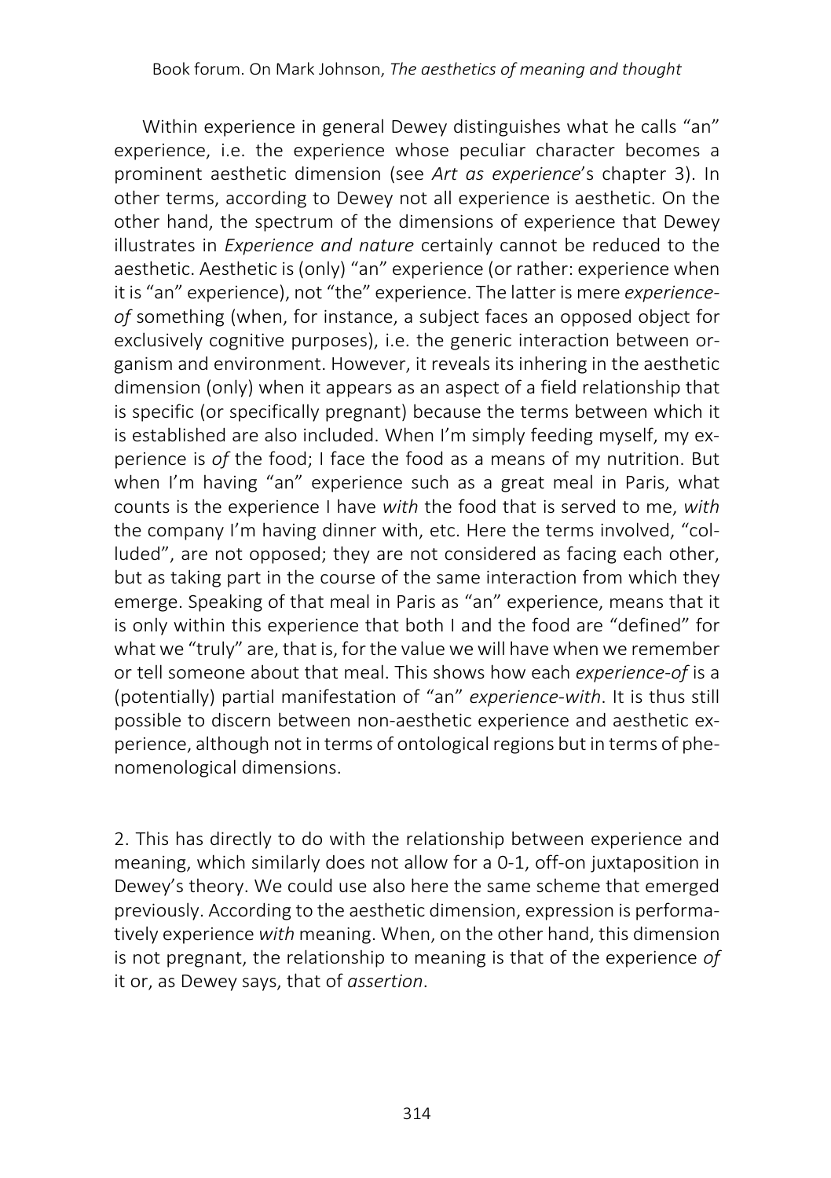Within experience in general Dewey distinguishes what he calls "an" experience, i.e. the experience whose peculiar character becomes a prominent aesthetic dimension (see *Art as experience*'s chapter 3). In other terms, according to Dewey not all experience is aesthetic. On the other hand, the spectrum of the dimensions of experience that Dewey illustrates in *Experience and nature* certainly cannot be reduced to the aesthetic. Aesthetic is (only) "an" experience (or rather: experience when it is "an" experience), not "the" experience. The latter is mere *experience-of* something (when, for instance, a subject faces an opposed object for exclusively cognitive purposes), i.e. the generic interaction between organism and environment. However, it reveals its inhering in the aesthetic dimension (only) when it appears as an aspect of a field relationship that is specific (or specifically pregnant) because the terms between which it is established are also included. When I'm simply feeding myself, my experience is *of* the food; I face the food as a means of my nutrition. But when I'm having "an" experience such as a great meal in Paris, what counts is the experience I have *with* the food that is served to me, *with* the company I'm having dinner with, etc. Here the terms involved, "colluded", are not opposed; they are not considered as facing each other, but as taking part in the course of the same interaction from which they emerge. Speaking of that meal in Paris as "an" experience, means that it is only within this experience that both I and the food are "defined" for what we "truly" are, that is, for the value we will have when we remember or tell someone about that meal. This shows how each *experience-of* is a (potentially) partial manifestation of "an" *experience-with*. It is thus still possible to discern between non-aesthetic experience and aesthetic experience, although not in terms of ontological regions but in terms of phenomenological dimensions.

2. This has directly to do with the relationship between experience and meaning, which similarly does not allow for a 0-1, off-on juxtaposition in Dewey's theory. We could use also here the same scheme that emerged previously. According to the aesthetic dimension, expression is performatively experience *with* meaning. When, on the other hand, this dimension is not pregnant, the relationship to meaning is that of the experience *of* it or, as Dewey says, that of *assertion*.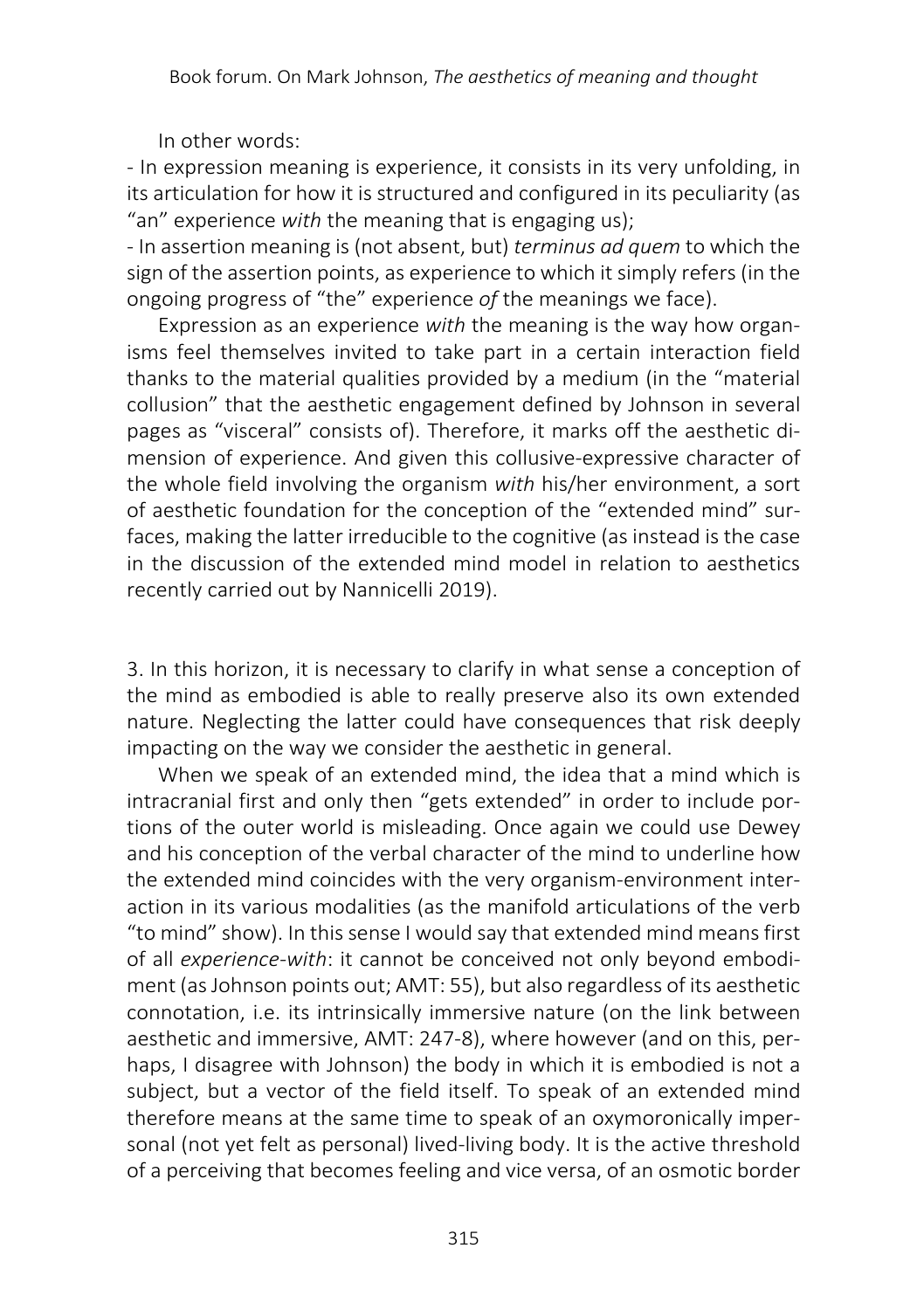In other words:

- In expression meaning is experience, it consists in its very unfolding, in its articulation for how it is structured and configured in its peculiarity (as "an" experience *with* the meaning that is engaging us);
- In assertion meaning is (not absent, but) *terminus ad quem* to which the sign of the assertion points, as experience to which it simply refers (in the ongoing progress of "the" experience *of* the meanings we face).

Expression as an experience *with* the meaning is the way how organisms feel themselves invited to take part in a certain interaction field thanks to the material qualities provided by a medium (in the "material collusion" that the aesthetic engagement defined by Johnson in several pages as "visceral" consists of). Therefore, it marks off the aesthetic dimension of experience. And given this collusive-expressive character of the whole field involving the organism *with* his/her environment, a sort of aesthetic foundation for the conception of the "extended mind" surfaces, making the latter irreducible to the cognitive (as instead is the case in the discussion of the extended mind model in relation to aesthetics recently carried out by Nannicelli 2019).

3. In this horizon, it is necessary to clarify in what sense a conception of the mind as embodied is able to really preserve also its own extended nature. Neglecting the latter could have consequences that risk deeply impacting on the way we consider the aesthetic in general.

When we speak of an extended mind, the idea that a mind which is intracranial first and only then "gets extended" in order to include portions of the outer world is misleading. Once again we could use Dewey and his conception of the verbal character of the mind to underline how the extended mind coincides with the very organism-environment interaction in its various modalities (as the manifold articulations of the verb "to mind" show). In this sense I would say that extended mind means first of all *experience-with*: it cannot be conceived not only beyond embodiment (as Johnson points out; AMT: 55), but also regardless of its aesthetic connotation, i.e. its intrinsically immersive nature (on the link between aesthetic and immersive, AMT: 247-8), where however (and on this, perhaps, I disagree with Johnson) the body in which it is embodied is not a subject, but a vector of the field itself. To speak of an extended mind therefore means at the same time to speak of an oxymoronically impersonal (not yet felt as personal) lived-living body. It is the active threshold of a perceiving that becomes feeling and vice versa, of an osmotic border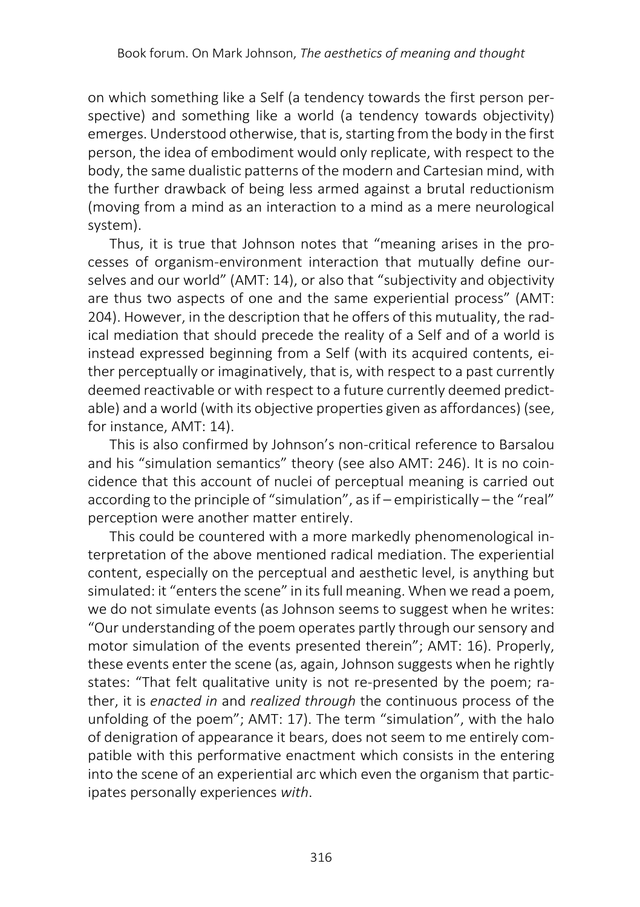on which something like a Self (a tendency towards the first person perspective) and something like a world (a tendency towards objectivity) emerges. Understood otherwise, that is, starting from the body in the first person, the idea of embodiment would only replicate, with respect to the body, the same dualistic patterns of the modern and Cartesian mind, with the further drawback of being less armed against a brutal reductionism (moving from a mind as an interaction to a mind as a mere neurological system).

Thus, it is true that Johnson notes that "meaning arises in the processes of organism-environment interaction that mutually define ourselves and our world" (AMT: 14), or also that "subjectivity and objectivity are thus two aspects of one and the same experiential process" (AMT: 204). However, in the description that he offers of this mutuality, the radical mediation that should precede the reality of a Self and of a world is instead expressed beginning from a Self (with its acquired contents, either perceptually or imaginatively, that is, with respect to a past currently deemed reactivable or with respect to a future currently deemed predictable) and a world (with its objective properties given as affordances) (see, for instance, AMT: 14).

This is also confirmed by Johnson's non-critical reference to Barsalou and his "simulation semantics" theory (see also AMT: 246). It is no coincidence that this account of nuclei of perceptual meaning is carried out according to the principle of "simulation", as if – empiristically – the "real" perception were another matter entirely.

This could be countered with a more markedly phenomenological interpretation of the above mentioned radical mediation. The experiential content, especially on the perceptual and aesthetic level, is anything but simulated: it "enters the scene" in its full meaning. When we read a poem, we do not simulate events (as Johnson seems to suggest when he writes: "Our understanding of the poem operates partly through our sensory and motor simulation of the events presented therein"; AMT: 16). Properly, these events enter the scene (as, again, Johnson suggests when he rightly states: "That felt qualitative unity is not re-presented by the poem; rather, it is *enacted in* and *realized through* the continuous process of the unfolding of the poem"; AMT: 17). The term "simulation", with the halo of denigration of appearance it bears, does not seem to me entirely compatible with this performative enactment which consists in the entering into the scene of an experiential arc which even the organism that participates personally experiences *with*.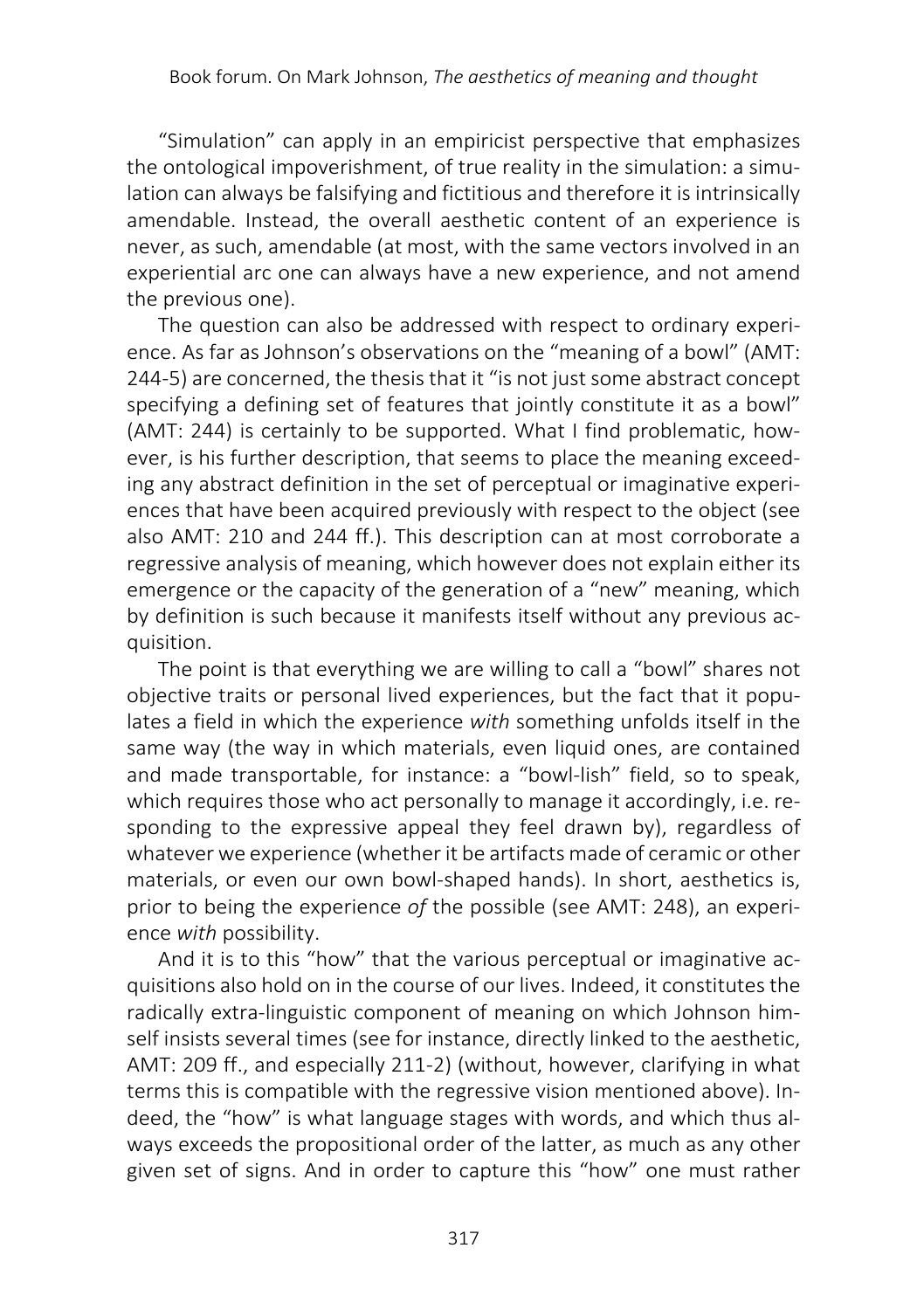"Simulation" can apply in an empiricist perspective that emphasizes the ontological impoverishment, of true reality in the simulation: a simulation can always be falsifying and fictitious and therefore it is intrinsically amendable. Instead, the overall aesthetic content of an experience is never, as such, amendable (at most, with the same vectors involved in an experiential arc one can always have a new experience, and not amend the previous one).

The question can also be addressed with respect to ordinary experience. As far as Johnson's observations on the "meaning of a bowl" (AMT: 244-5) are concerned, the thesis that it "is not just some abstract concept specifying a defining set of features that jointly constitute it as a bowl" (AMT: 244) is certainly to be supported. What I find problematic, however, is his further description, that seems to place the meaning exceeding any abstract definition in the set of perceptual or imaginative experiences that have been acquired previously with respect to the object (see also AMT: 210 and 244 ff.). This description can at most corroborate a regressive analysis of meaning, which however does not explain either its emergence or the capacity of the generation of a "new" meaning, which by definition is such because it manifests itself without any previous acquisition.

The point is that everything we are willing to call a "bowl" shares not objective traits or personal lived experiences, but the fact that it populates a field in which the experience *with* something unfolds itself in the same way (the way in which materials, even liquid ones, are contained and made transportable, for instance: a "bowl-lish" field, so to speak, which requires those who act personally to manage it accordingly, i.e. responding to the expressive appeal they feel drawn by), regardless of whatever we experience (whether it be artifacts made of ceramic or other materials, or even our own bowl-shaped hands). In short, aesthetics is, prior to being the experience *of* the possible (see AMT: 248), an experience *with* possibility.

And it is to this "how" that the various perceptual or imaginative acquisitions also hold on in the course of our lives. Indeed, it constitutes the radically extra-linguistic component of meaning on which Johnson himself insists several times (see for instance, directly linked to the aesthetic, AMT: 209 ff., and especially 211-2) (without, however, clarifying in what terms this is compatible with the regressive vision mentioned above). Indeed, the "how" is what language stages with words, and which thus always exceeds the propositional order of the latter, as much as any other given set of signs. And in order to capture this "how" one must rather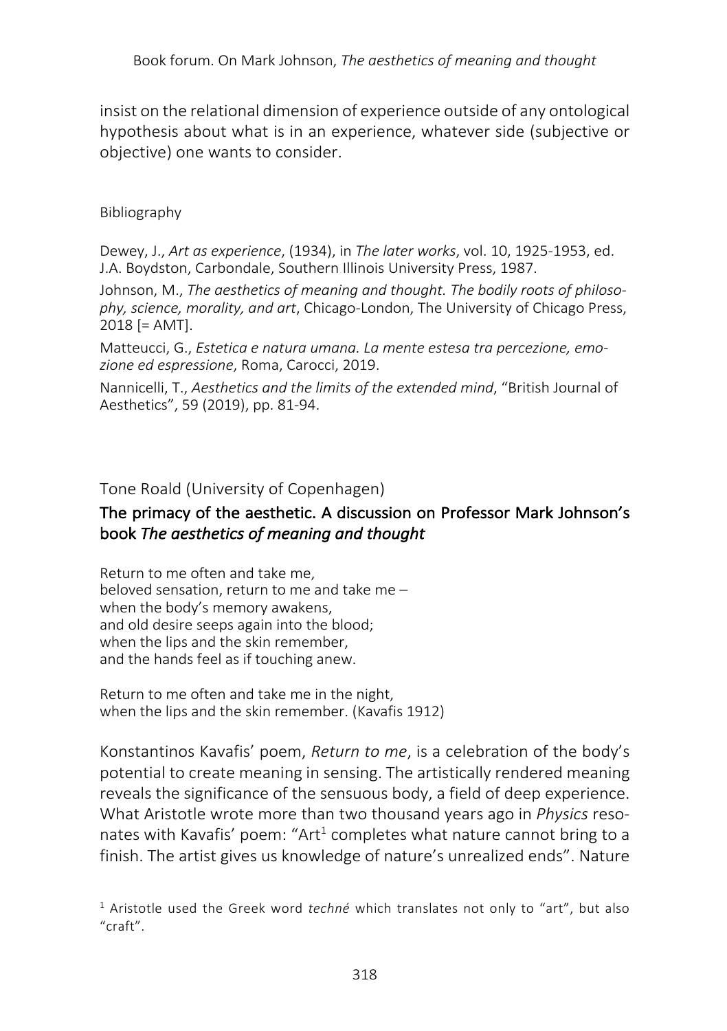insist on the relational dimension of experience outside of any ontological hypothesis about what is in an experience, whatever side (subjective or objective) one wants to consider.

Bibliography

Dewey, J., *Art as experience*, (1934), in *The later works*, vol. 10, 1925-1953, ed. J.A. Boydston, Carbondale, Southern Illinois University Press, 1987.

Johnson, M., *The aesthetics of meaning and thought. The bodily roots of philosophy, science, morality, and art*, Chicago-London, The University of Chicago Press, 2018 [= AMT].

Matteucci, G., *Estetica e natura umana. La mente estesa tra percezione, emozione ed espressione*, Roma, Carocci, 2019.

Nannicelli, T., *Aesthetics and the limits of the extended mind*, "British Journal of Aesthetics", 59 (2019), pp. 81-94.

Tone Roald (University of Copenhagen)

## The primacy of the aesthetic. A discussion on Professor Mark Johnson's book *The aesthetics of meaning and thought*

Return to me often and take me,
beloved sensation, return to me and take me –
when the body's memory awakens,
and old desire seeps again into the blood;
when the lips and the skin remember,
and the hands feel as if touching anew.

Return to me often and take me in the night,
when the lips and the skin remember. (Kavafis 1912)

Konstantinos Kavafis' poem, *Return to me*, is a celebration of the body's potential to create meaning in sensing. The artistically rendered meaning reveals the significance of the sensuous body, a field of deep experience. What Aristotle wrote more than two thousand years ago in *Physics* resonates with Kavafis' poem: "Art[1] completes what nature cannot bring to a finish. The artist gives us knowledge of nature's unrealized ends". Nature

[1] Aristotle used the Greek word *techné* which translates not only to "art", but also "craft".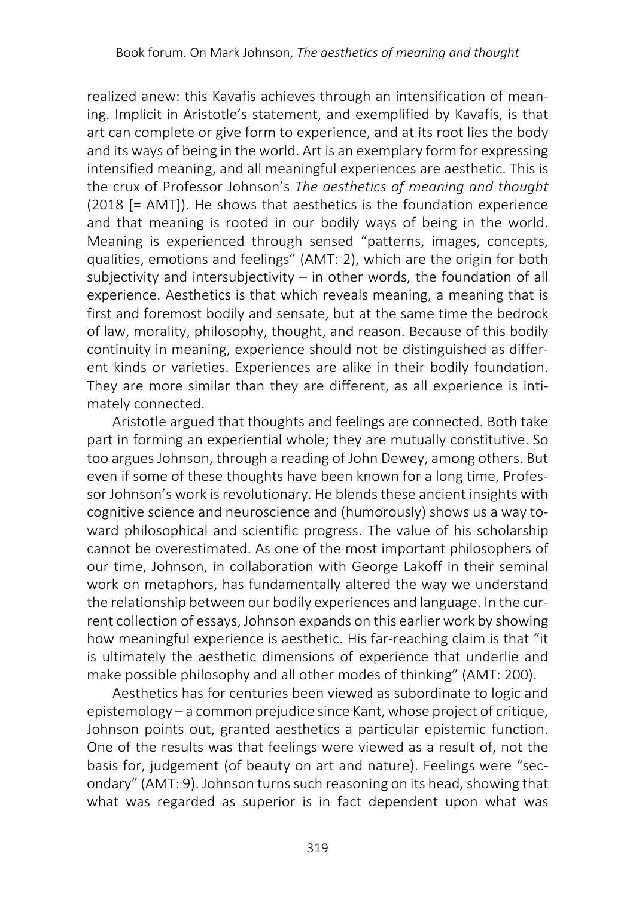realized anew: this Kavafis achieves through an intensification of meaning. Implicit in Aristotle's statement, and exemplified by Kavafis, is that art can complete or give form to experience, and at its root lies the body and its ways of being in the world. Art is an exemplary form for expressing intensified meaning, and all meaningful experiences are aesthetic. This is the crux of Professor Johnson's *The aesthetics of meaning and thought* (2018 [= AMT]). He shows that aesthetics is the foundation experience and that meaning is rooted in our bodily ways of being in the world. Meaning is experienced through sensed "patterns, images, concepts, qualities, emotions and feelings" (AMT: 2), which are the origin for both subjectivity and intersubjectivity – in other words, the foundation of all experience. Aesthetics is that which reveals meaning, a meaning that is first and foremost bodily and sensate, but at the same time the bedrock of law, morality, philosophy, thought, and reason. Because of this bodily continuity in meaning, experience should not be distinguished as different kinds or varieties. Experiences are alike in their bodily foundation. They are more similar than they are different, as all experience is intimately connected.

Aristotle argued that thoughts and feelings are connected. Both take part in forming an experiential whole; they are mutually constitutive. So too argues Johnson, through a reading of John Dewey, among others. But even if some of these thoughts have been known for a long time, Professor Johnson's work is revolutionary. He blends these ancient insights with cognitive science and neuroscience and (humorously) shows us a way toward philosophical and scientific progress. The value of his scholarship cannot be overestimated. As one of the most important philosophers of our time, Johnson, in collaboration with George Lakoff in their seminal work on metaphors, has fundamentally altered the way we understand the relationship between our bodily experiences and language. In the current collection of essays, Johnson expands on this earlier work by showing how meaningful experience is aesthetic. His far-reaching claim is that "it is ultimately the aesthetic dimensions of experience that underlie and make possible philosophy and all other modes of thinking" (AMT: 200).

Aesthetics has for centuries been viewed as subordinate to logic and epistemology – a common prejudice since Kant, whose project of critique, Johnson points out, granted aesthetics a particular epistemic function. One of the results was that feelings were viewed as a result of, not the basis for, judgement (of beauty on art and nature). Feelings were "secondary" (AMT: 9). Johnson turns such reasoning on its head, showing that what was regarded as superior is in fact dependent upon what was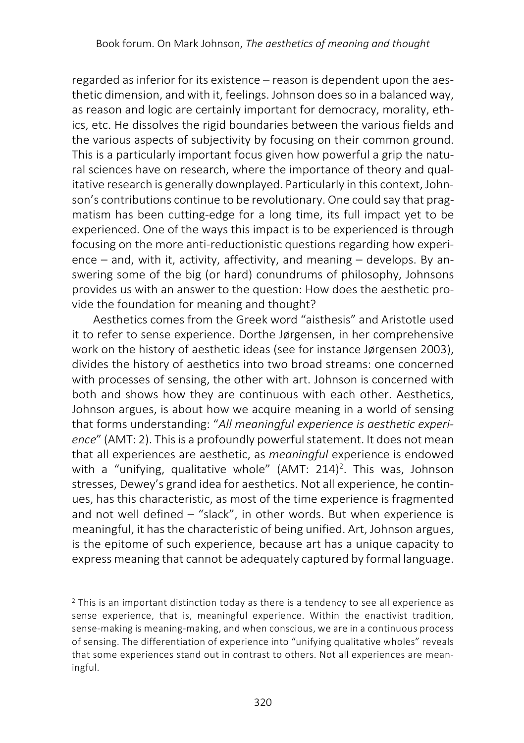regarded as inferior for its existence – reason is dependent upon the aesthetic dimension, and with it, feelings. Johnson does so in a balanced way, as reason and logic are certainly important for democracy, morality, ethics, etc. He dissolves the rigid boundaries between the various fields and the various aspects of subjectivity by focusing on their common ground. This is a particularly important focus given how powerful a grip the natural sciences have on research, where the importance of theory and qualitative research is generally downplayed. Particularly in this context, Johnson's contributions continue to be revolutionary. One could say that pragmatism has been cutting-edge for a long time, its full impact yet to be experienced. One of the ways this impact is to be experienced is through focusing on the more anti-reductionistic questions regarding how experience – and, with it, activity, affectivity, and meaning – develops. By answering some of the big (or hard) conundrums of philosophy, Johnsons provides us with an answer to the question: How does the aesthetic provide the foundation for meaning and thought?

Aesthetics comes from the Greek word "aisthesis" and Aristotle used it to refer to sense experience. Dorthe Jørgensen, in her comprehensive work on the history of aesthetic ideas (see for instance Jørgensen 2003), divides the history of aesthetics into two broad streams: one concerned with processes of sensing, the other with art. Johnson is concerned with both and shows how they are continuous with each other. Aesthetics, Johnson argues, is about how we acquire meaning in a world of sensing that forms understanding: "*All meaningful experience is aesthetic experience*" (AMT: 2). This is a profoundly powerful statement. It does not mean that all experiences are aesthetic, as *meaningful* experience is endowed with a "unifying, qualitative whole" (AMT: 214)[2]. This was, Johnson stresses, Dewey's grand idea for aesthetics. Not all experience, he continues, has this characteristic, as most of the time experience is fragmented and not well defined – "slack", in other words. But when experience is meaningful, it has the characteristic of being unified. Art, Johnson argues, is the epitome of such experience, because art has a unique capacity to express meaning that cannot be adequately captured by formal language.

[2] This is an important distinction today as there is a tendency to see all experience as sense experience, that is, meaningful experience. Within the enactivist tradition, sense-making is meaning-making, and when conscious, we are in a continuous process of sensing. The differentiation of experience into "unifying qualitative wholes" reveals that some experiences stand out in contrast to others. Not all experiences are meaningful.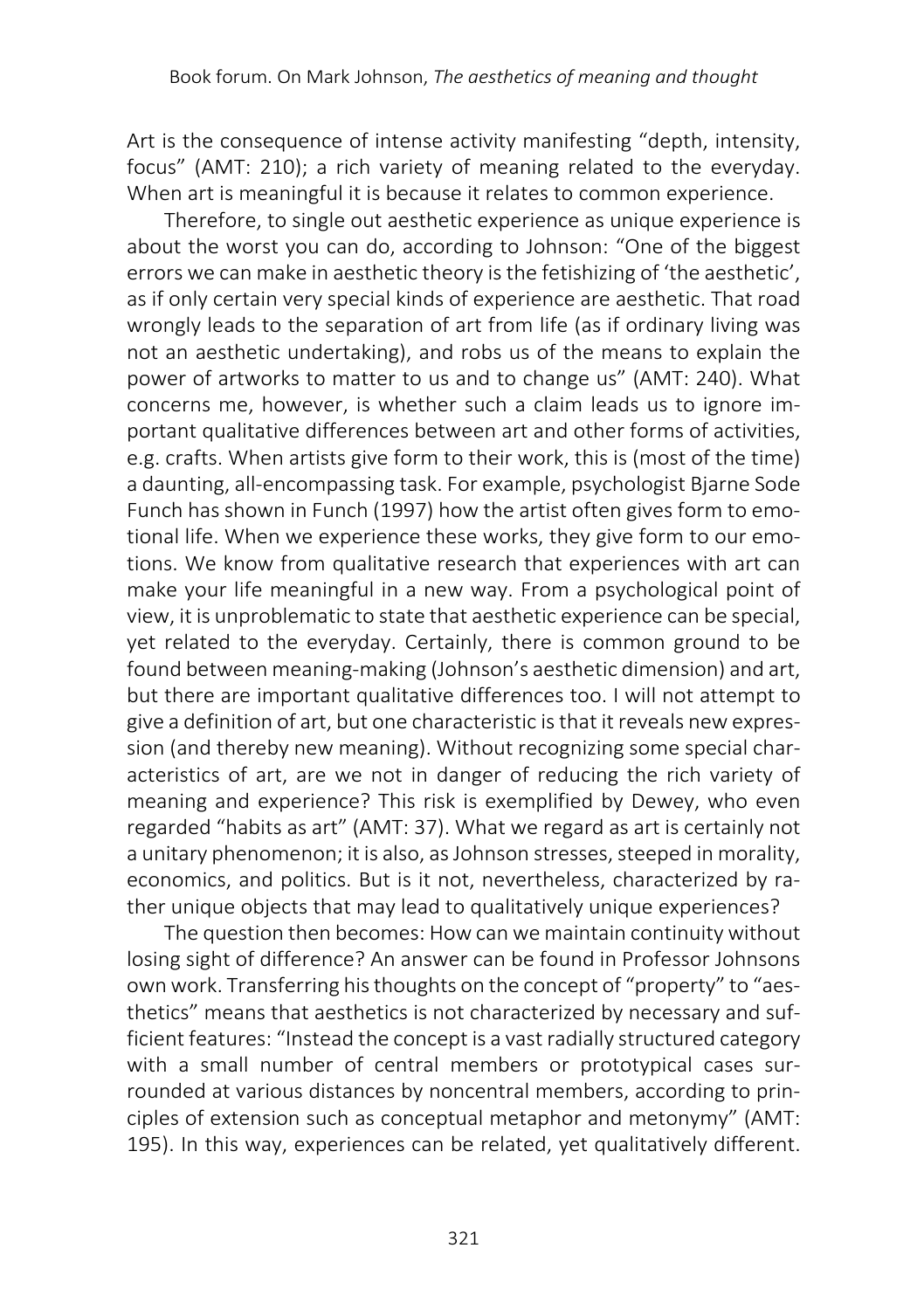Art is the consequence of intense activity manifesting "depth, intensity, focus" (AMT: 210); a rich variety of meaning related to the everyday. When art is meaningful it is because it relates to common experience.

Therefore, to single out aesthetic experience as unique experience is about the worst you can do, according to Johnson: "One of the biggest errors we can make in aesthetic theory is the fetishizing of 'the aesthetic', as if only certain very special kinds of experience are aesthetic. That road wrongly leads to the separation of art from life (as if ordinary living was not an aesthetic undertaking), and robs us of the means to explain the power of artworks to matter to us and to change us" (AMT: 240). What concerns me, however, is whether such a claim leads us to ignore important qualitative differences between art and other forms of activities, e.g. crafts. When artists give form to their work, this is (most of the time) a daunting, all-encompassing task. For example, psychologist Bjarne Sode Funch has shown in Funch (1997) how the artist often gives form to emotional life. When we experience these works, they give form to our emotions. We know from qualitative research that experiences with art can make your life meaningful in a new way. From a psychological point of view, it is unproblematic to state that aesthetic experience can be special, yet related to the everyday. Certainly, there is common ground to be found between meaning-making (Johnson's aesthetic dimension) and art, but there are important qualitative differences too. I will not attempt to give a definition of art, but one characteristic is that it reveals new expression (and thereby new meaning). Without recognizing some special characteristics of art, are we not in danger of reducing the rich variety of meaning and experience? This risk is exemplified by Dewey, who even regarded "habits as art" (AMT: 37). What we regard as art is certainly not a unitary phenomenon; it is also, as Johnson stresses, steeped in morality, economics, and politics. But is it not, nevertheless, characterized by rather unique objects that may lead to qualitatively unique experiences?

The question then becomes: How can we maintain continuity without losing sight of difference? An answer can be found in Professor Johnsons own work. Transferring his thoughts on the concept of "property" to "aesthetics" means that aesthetics is not characterized by necessary and sufficient features: "Instead the concept is a vast radially structured category with a small number of central members or prototypical cases surrounded at various distances by noncentral members, according to principles of extension such as conceptual metaphor and metonymy" (AMT: 195). In this way, experiences can be related, yet qualitatively different.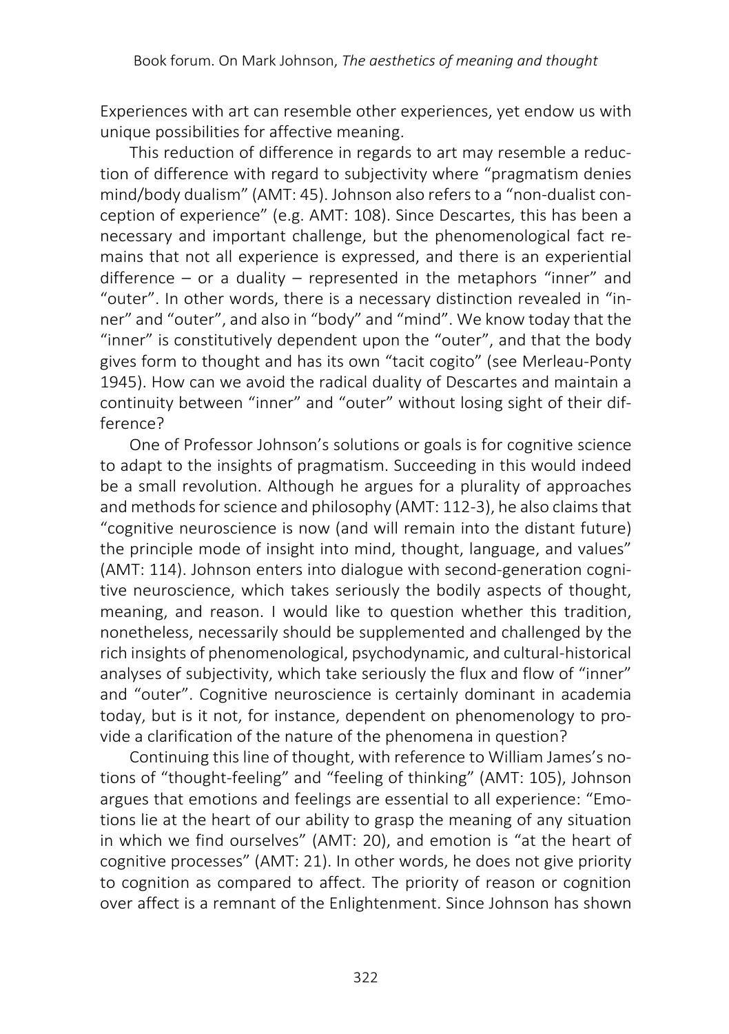Experiences with art can resemble other experiences, yet endow us with unique possibilities for affective meaning.

This reduction of difference in regards to art may resemble a reduction of difference with regard to subjectivity where "pragmatism denies mind/body dualism" (AMT: 45). Johnson also refers to a "non-dualist conception of experience" (e.g. AMT: 108). Since Descartes, this has been a necessary and important challenge, but the phenomenological fact remains that not all experience is expressed, and there is an experiential difference – or a duality – represented in the metaphors "inner" and "outer". In other words, there is a necessary distinction revealed in "inner" and "outer", and also in "body" and "mind". We know today that the "inner" is constitutively dependent upon the "outer", and that the body gives form to thought and has its own "tacit cogito" (see Merleau-Ponty 1945). How can we avoid the radical duality of Descartes and maintain a continuity between "inner" and "outer" without losing sight of their difference?

One of Professor Johnson's solutions or goals is for cognitive science to adapt to the insights of pragmatism. Succeeding in this would indeed be a small revolution. Although he argues for a plurality of approaches and methods for science and philosophy (AMT: 112-3), he also claims that "cognitive neuroscience is now (and will remain into the distant future) the principle mode of insight into mind, thought, language, and values" (AMT: 114). Johnson enters into dialogue with second-generation cognitive neuroscience, which takes seriously the bodily aspects of thought, meaning, and reason. I would like to question whether this tradition, nonetheless, necessarily should be supplemented and challenged by the rich insights of phenomenological, psychodynamic, and cultural-historical analyses of subjectivity, which take seriously the flux and flow of "inner" and "outer". Cognitive neuroscience is certainly dominant in academia today, but is it not, for instance, dependent on phenomenology to provide a clarification of the nature of the phenomena in question?

Continuing this line of thought, with reference to William James's notions of "thought-feeling" and "feeling of thinking" (AMT: 105), Johnson argues that emotions and feelings are essential to all experience: "Emotions lie at the heart of our ability to grasp the meaning of any situation in which we find ourselves" (AMT: 20), and emotion is "at the heart of cognitive processes" (AMT: 21). In other words, he does not give priority to cognition as compared to affect. The priority of reason or cognition over affect is a remnant of the Enlightenment. Since Johnson has shown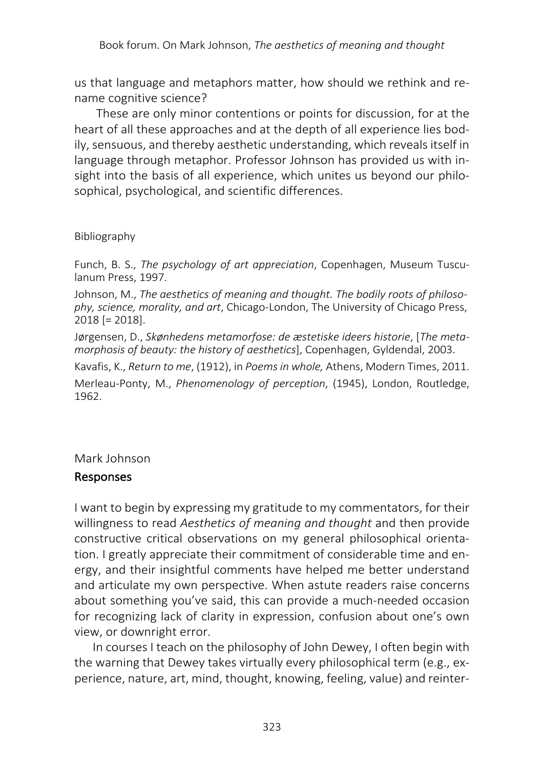us that language and metaphors matter, how should we rethink and rename cognitive science?

These are only minor contentions or points for discussion, for at the heart of all these approaches and at the depth of all experience lies bodily, sensuous, and thereby aesthetic understanding, which reveals itself in language through metaphor. Professor Johnson has provided us with insight into the basis of all experience, which unites us beyond our philosophical, psychological, and scientific differences.

Bibliography

Funch, B. S., *The psychology of art appreciation*, Copenhagen, Museum Tusculanum Press, 1997.

Johnson, M., *The aesthetics of meaning and thought. The bodily roots of philosophy, science, morality, and art*, Chicago-London, The University of Chicago Press, 2018 [= 2018].

Jørgensen, D., *Skønhedens metamorfose: de æstetiske ideers historie*, [*The metamorphosis of beauty: the history of aesthetics*], Copenhagen, Gyldendal, 2003.

Kavafis, K., *Return to me*, (1912), in *Poems in whole,* Athens, Modern Times, 2011.

Merleau-Ponty, M., *Phenomenology of perception*, (1945), London, Routledge, 1962.

Mark Johnson

## Responses

I want to begin by expressing my gratitude to my commentators, for their willingness to read *Aesthetics of meaning and thought* and then provide constructive critical observations on my general philosophical orientation. I greatly appreciate their commitment of considerable time and energy, and their insightful comments have helped me better understand and articulate my own perspective. When astute readers raise concerns about something you've said, this can provide a much-needed occasion for recognizing lack of clarity in expression, confusion about one's own view, or downright error.

In courses I teach on the philosophy of John Dewey, I often begin with the warning that Dewey takes virtually every philosophical term (e.g., experience, nature, art, mind, thought, knowing, feeling, value) and reinter-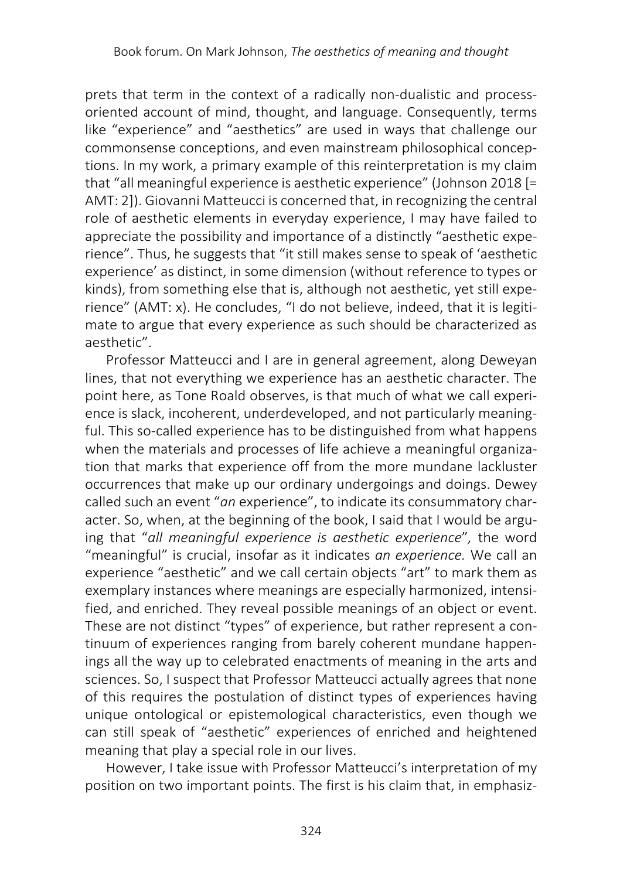prets that term in the context of a radically non-dualistic and process-oriented account of mind, thought, and language. Consequently, terms like "experience" and "aesthetics" are used in ways that challenge our commonsense conceptions, and even mainstream philosophical conceptions. In my work, a primary example of this reinterpretation is my claim that "all meaningful experience is aesthetic experience" (Johnson 2018 [= AMT: 2]). Giovanni Matteucci is concerned that, in recognizing the central role of aesthetic elements in everyday experience, I may have failed to appreciate the possibility and importance of a distinctly "aesthetic experience". Thus, he suggests that "it still makes sense to speak of 'aesthetic experience' as distinct, in some dimension (without reference to types or kinds), from something else that is, although not aesthetic, yet still experience" (AMT: x). He concludes, "I do not believe, indeed, that it is legitimate to argue that every experience as such should be characterized as aesthetic".

Professor Matteucci and I are in general agreement, along Deweyan lines, that not everything we experience has an aesthetic character. The point here, as Tone Roald observes, is that much of what we call experience is slack, incoherent, underdeveloped, and not particularly meaningful. This so-called experience has to be distinguished from what happens when the materials and processes of life achieve a meaningful organization that marks that experience off from the more mundane lackluster occurrences that make up our ordinary undergoings and doings. Dewey called such an event "*an* experience", to indicate its consummatory character. So, when, at the beginning of the book, I said that I would be arguing that "*all meaningful experience is aesthetic experience*", the word "meaningful" is crucial, insofar as it indicates *an experience.* We call an experience "aesthetic" and we call certain objects "art" to mark them as exemplary instances where meanings are especially harmonized, intensified, and enriched. They reveal possible meanings of an object or event. These are not distinct "types" of experience, but rather represent a continuum of experiences ranging from barely coherent mundane happenings all the way up to celebrated enactments of meaning in the arts and sciences. So, I suspect that Professor Matteucci actually agrees that none of this requires the postulation of distinct types of experiences having unique ontological or epistemological characteristics, even though we can still speak of "aesthetic" experiences of enriched and heightened meaning that play a special role in our lives.

However, I take issue with Professor Matteucci's interpretation of my position on two important points. The first is his claim that, in emphasiz-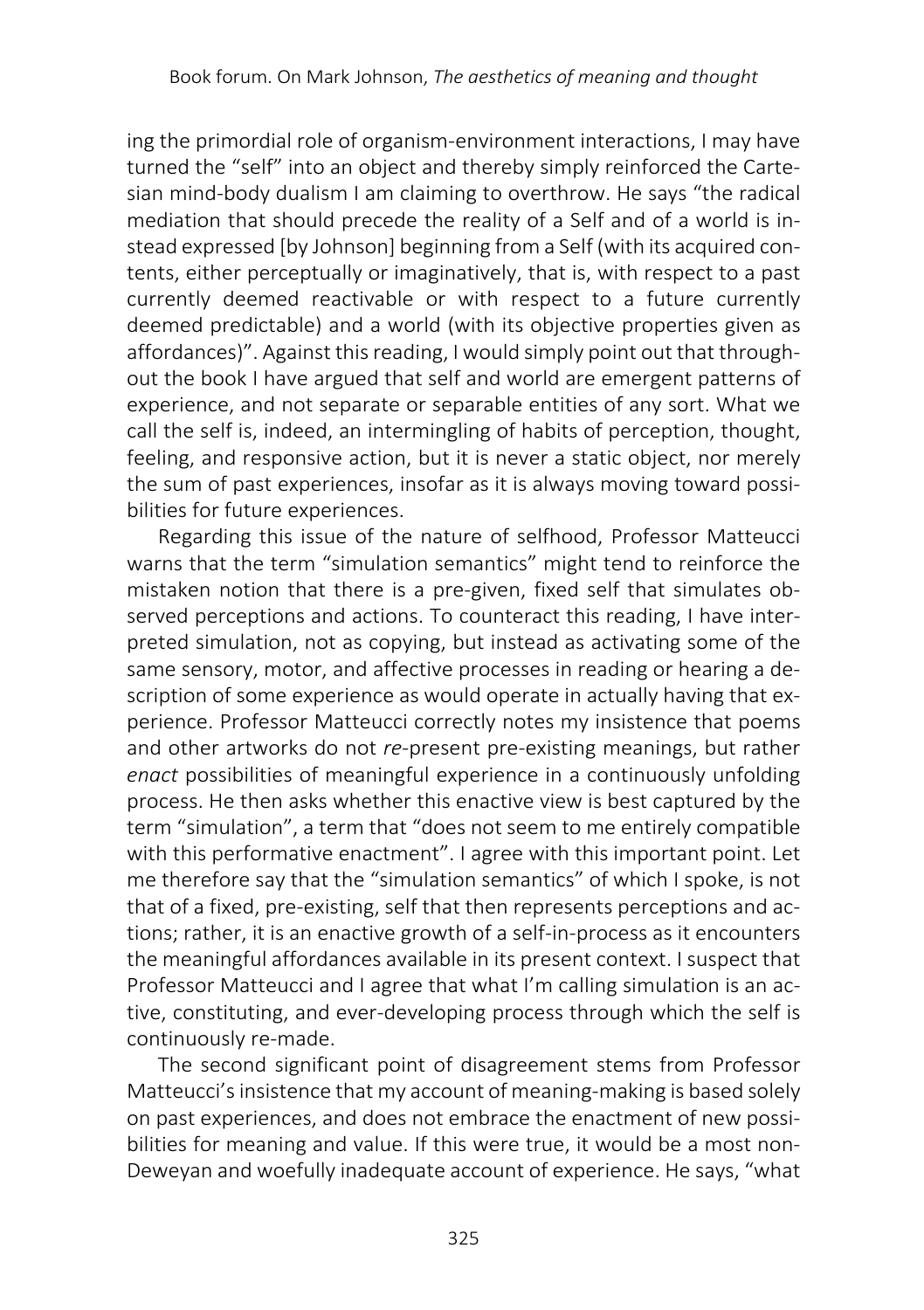ing the primordial role of organism-environment interactions, I may have turned the "self" into an object and thereby simply reinforced the Cartesian mind-body dualism I am claiming to overthrow. He says "the radical mediation that should precede the reality of a Self and of a world is instead expressed [by Johnson] beginning from a Self (with its acquired contents, either perceptually or imaginatively, that is, with respect to a past currently deemed reactivable or with respect to a future currently deemed predictable) and a world (with its objective properties given as affordances)". Against this reading, I would simply point out that throughout the book I have argued that self and world are emergent patterns of experience, and not separate or separable entities of any sort. What we call the self is, indeed, an intermingling of habits of perception, thought, feeling, and responsive action, but it is never a static object, nor merely the sum of past experiences, insofar as it is always moving toward possibilities for future experiences.

Regarding this issue of the nature of selfhood, Professor Matteucci warns that the term "simulation semantics" might tend to reinforce the mistaken notion that there is a pre-given, fixed self that simulates observed perceptions and actions. To counteract this reading, I have interpreted simulation, not as copying, but instead as activating some of the same sensory, motor, and affective processes in reading or hearing a description of some experience as would operate in actually having that experience. Professor Matteucci correctly notes my insistence that poems and other artworks do not *re*-present pre-existing meanings, but rather *enact* possibilities of meaningful experience in a continuously unfolding process. He then asks whether this enactive view is best captured by the term "simulation", a term that "does not seem to me entirely compatible with this performative enactment". I agree with this important point. Let me therefore say that the "simulation semantics" of which I spoke, is not that of a fixed, pre-existing, self that then represents perceptions and actions; rather, it is an enactive growth of a self-in-process as it encounters the meaningful affordances available in its present context. I suspect that Professor Matteucci and I agree that what I'm calling simulation is an active, constituting, and ever-developing process through which the self is continuously re-made.

The second significant point of disagreement stems from Professor Matteucci's insistence that my account of meaning-making is based solely on past experiences, and does not embrace the enactment of new possibilities for meaning and value. If this were true, it would be a most non-Deweyan and woefully inadequate account of experience. He says, "what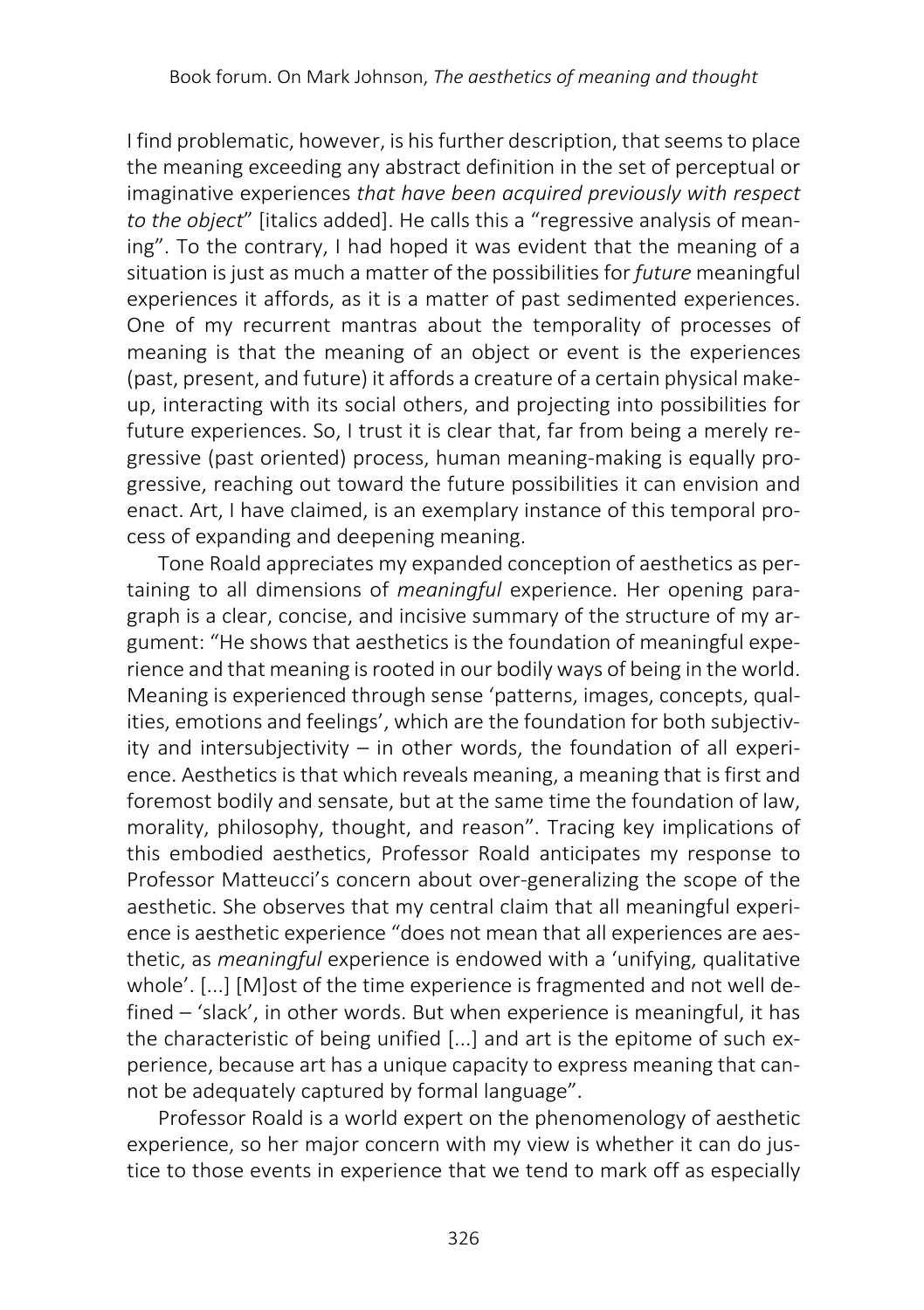I find problematic, however, is his further description, that seems to place the meaning exceeding any abstract definition in the set of perceptual or imaginative experiences *that have been acquired previously with respect to the object*" [italics added]. He calls this a "regressive analysis of meaning". To the contrary, I had hoped it was evident that the meaning of a situation is just as much a matter of the possibilities for *future* meaningful experiences it affords, as it is a matter of past sedimented experiences. One of my recurrent mantras about the temporality of processes of meaning is that the meaning of an object or event is the experiences (past, present, and future) it affords a creature of a certain physical make-up, interacting with its social others, and projecting into possibilities for future experiences. So, I trust it is clear that, far from being a merely regressive (past oriented) process, human meaning-making is equally progressive, reaching out toward the future possibilities it can envision and enact. Art, I have claimed, is an exemplary instance of this temporal process of expanding and deepening meaning.

Tone Roald appreciates my expanded conception of aesthetics as pertaining to all dimensions of *meaningful* experience. Her opening paragraph is a clear, concise, and incisive summary of the structure of my argument: "He shows that aesthetics is the foundation of meaningful experience and that meaning is rooted in our bodily ways of being in the world. Meaning is experienced through sense 'patterns, images, concepts, qualities, emotions and feelings', which are the foundation for both subjectivity and intersubjectivity – in other words, the foundation of all experience. Aesthetics is that which reveals meaning, a meaning that is first and foremost bodily and sensate, but at the same time the foundation of law, morality, philosophy, thought, and reason". Tracing key implications of this embodied aesthetics, Professor Roald anticipates my response to Professor Matteucci's concern about over-generalizing the scope of the aesthetic. She observes that my central claim that all meaningful experience is aesthetic experience "does not mean that all experiences are aesthetic, as *meaningful* experience is endowed with a 'unifying, qualitative whole'. [...] [M]ost of the time experience is fragmented and not well defined – 'slack', in other words. But when experience is meaningful, it has the characteristic of being unified [...] and art is the epitome of such experience, because art has a unique capacity to express meaning that cannot be adequately captured by formal language".

Professor Roald is a world expert on the phenomenology of aesthetic experience, so her major concern with my view is whether it can do justice to those events in experience that we tend to mark off as especially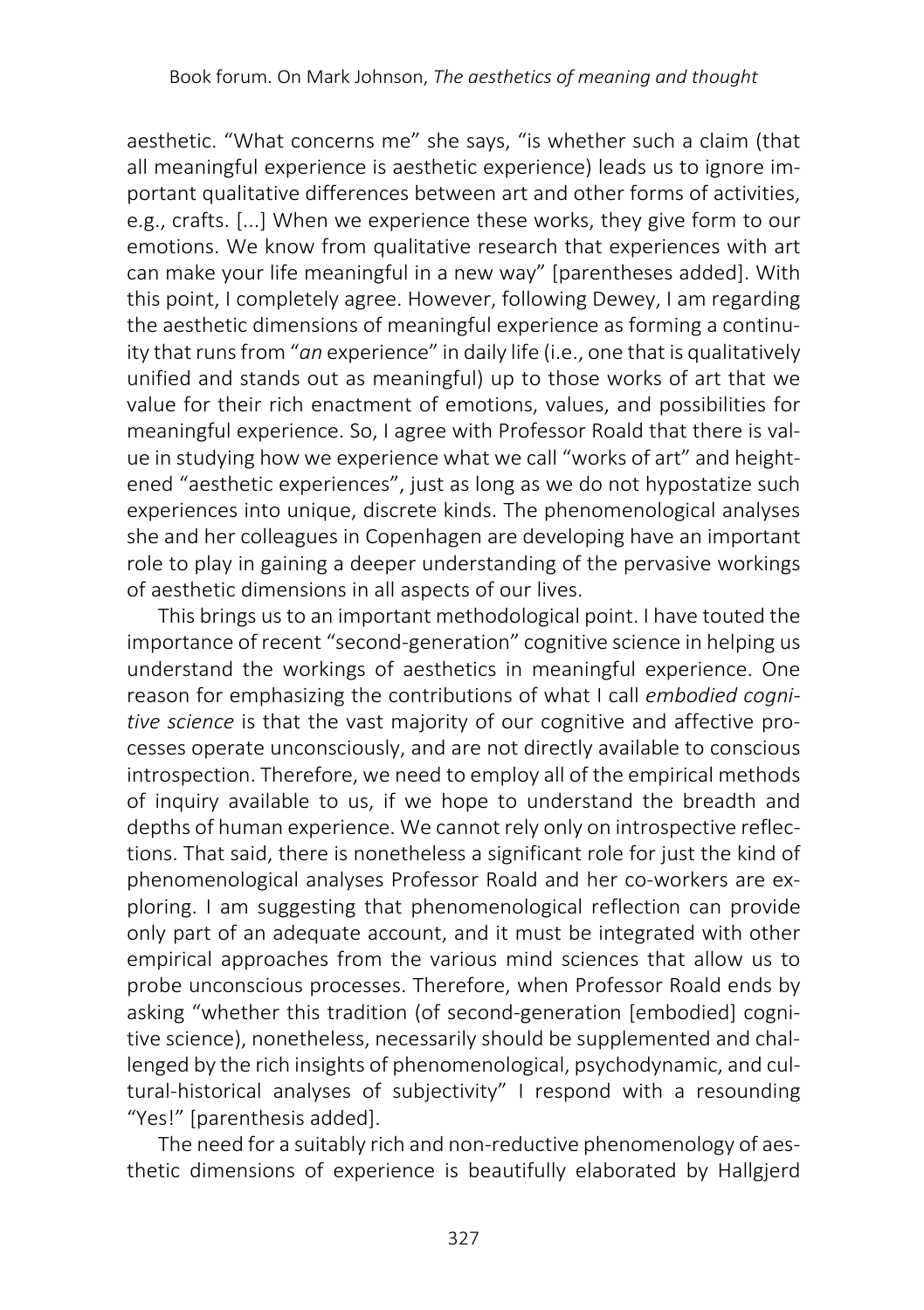aesthetic. “What concerns me” she says, “is whether such a claim (that all meaningful experience is aesthetic experience) leads us to ignore important qualitative differences between art and other forms of activities, e.g., crafts. [...] When we experience these works, they give form to our emotions. We know from qualitative research that experiences with art can make your life meaningful in a new way” [parentheses added]. With this point, I completely agree. However, following Dewey, I am regarding the aesthetic dimensions of meaningful experience as forming a continuity that runs from “*an* experience” in daily life (i.e., one that is qualitatively unified and stands out as meaningful) up to those works of art that we value for their rich enactment of emotions, values, and possibilities for meaningful experience. So, I agree with Professor Roald that there is value in studying how we experience what we call “works of art” and heightened “aesthetic experiences”, just as long as we do not hypostatize such experiences into unique, discrete kinds. The phenomenological analyses she and her colleagues in Copenhagen are developing have an important role to play in gaining a deeper understanding of the pervasive workings of aesthetic dimensions in all aspects of our lives.

This brings us to an important methodological point. I have touted the importance of recent “second-generation” cognitive science in helping us understand the workings of aesthetics in meaningful experience. One reason for emphasizing the contributions of what I call *embodied cognitive science* is that the vast majority of our cognitive and affective processes operate unconsciously, and are not directly available to conscious introspection. Therefore, we need to employ all of the empirical methods of inquiry available to us, if we hope to understand the breadth and depths of human experience. We cannot rely only on introspective reflections. That said, there is nonetheless a significant role for just the kind of phenomenological analyses Professor Roald and her co-workers are exploring. I am suggesting that phenomenological reflection can provide only part of an adequate account, and it must be integrated with other empirical approaches from the various mind sciences that allow us to probe unconscious processes. Therefore, when Professor Roald ends by asking “whether this tradition (of second-generation [embodied] cognitive science), nonetheless, necessarily should be supplemented and challenged by the rich insights of phenomenological, psychodynamic, and cultural-historical analyses of subjectivity” I respond with a resounding “Yes!” [parenthesis added].

The need for a suitably rich and non-reductive phenomenology of aesthetic dimensions of experience is beautifully elaborated by Hallgjerd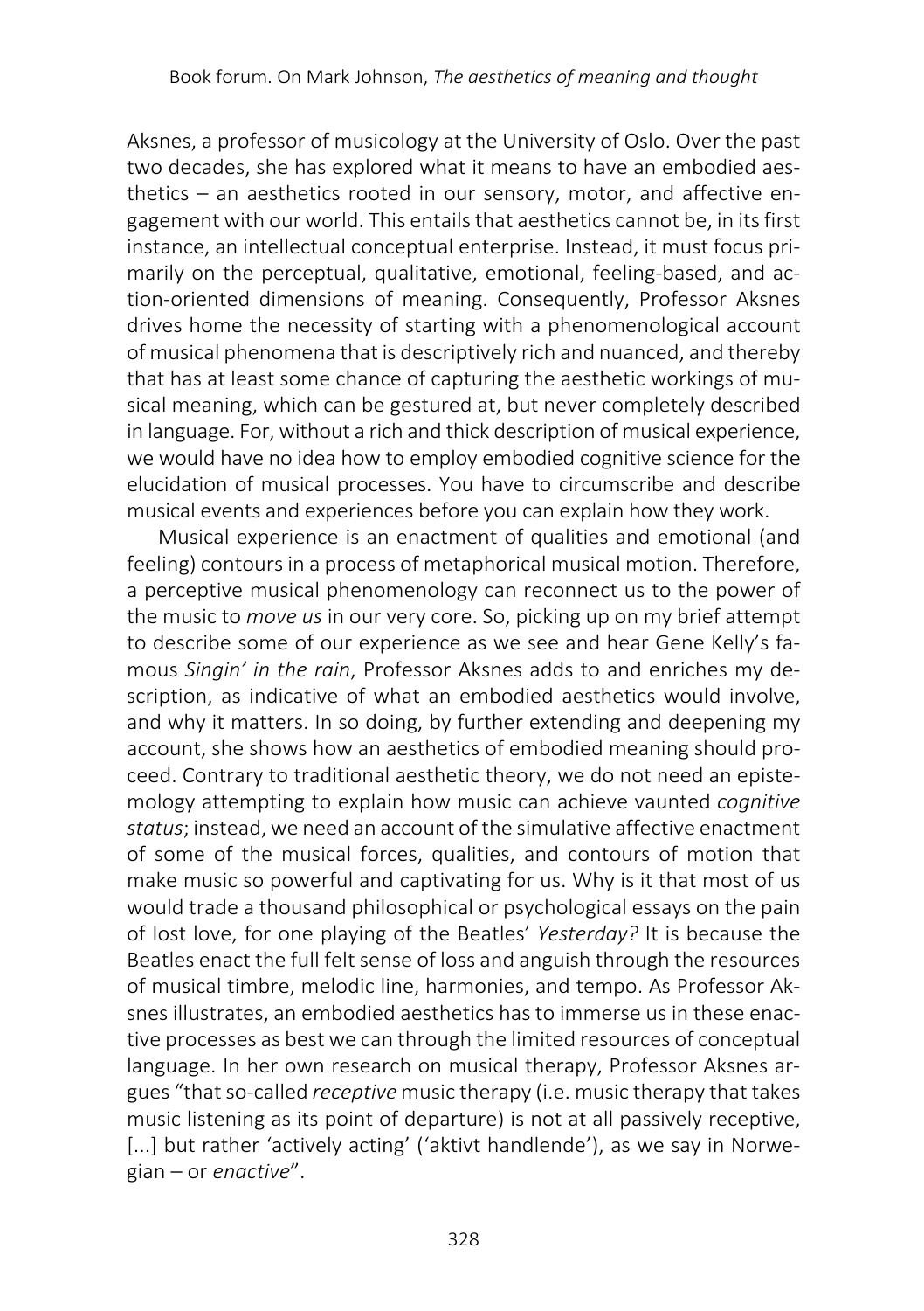Aksnes, a professor of musicology at the University of Oslo. Over the past two decades, she has explored what it means to have an embodied aesthetics – an aesthetics rooted in our sensory, motor, and affective engagement with our world. This entails that aesthetics cannot be, in its first instance, an intellectual conceptual enterprise. Instead, it must focus primarily on the perceptual, qualitative, emotional, feeling-based, and action-oriented dimensions of meaning. Consequently, Professor Aksnes drives home the necessity of starting with a phenomenological account of musical phenomena that is descriptively rich and nuanced, and thereby that has at least some chance of capturing the aesthetic workings of musical meaning, which can be gestured at, but never completely described in language. For, without a rich and thick description of musical experience, we would have no idea how to employ embodied cognitive science for the elucidation of musical processes. You have to circumscribe and describe musical events and experiences before you can explain how they work.

Musical experience is an enactment of qualities and emotional (and feeling) contours in a process of metaphorical musical motion. Therefore, a perceptive musical phenomenology can reconnect us to the power of the music to *move us* in our very core. So, picking up on my brief attempt to describe some of our experience as we see and hear Gene Kelly's famous *Singin' in the rain*, Professor Aksnes adds to and enriches my description, as indicative of what an embodied aesthetics would involve, and why it matters. In so doing, by further extending and deepening my account, she shows how an aesthetics of embodied meaning should proceed. Contrary to traditional aesthetic theory, we do not need an epistemology attempting to explain how music can achieve vaunted *cognitive status*; instead, we need an account of the simulative affective enactment of some of the musical forces, qualities, and contours of motion that make music so powerful and captivating for us. Why is it that most of us would trade a thousand philosophical or psychological essays on the pain of lost love, for one playing of the Beatles' *Yesterday?* It is because the Beatles enact the full felt sense of loss and anguish through the resources of musical timbre, melodic line, harmonies, and tempo. As Professor Aksnes illustrates, an embodied aesthetics has to immerse us in these enactive processes as best we can through the limited resources of conceptual language. In her own research on musical therapy, Professor Aksnes argues "that so-called *receptive* music therapy (i.e. music therapy that takes music listening as its point of departure) is not at all passively receptive, [...] but rather 'actively acting' ('aktivt handlende'), as we say in Norwegian – or *enactive*".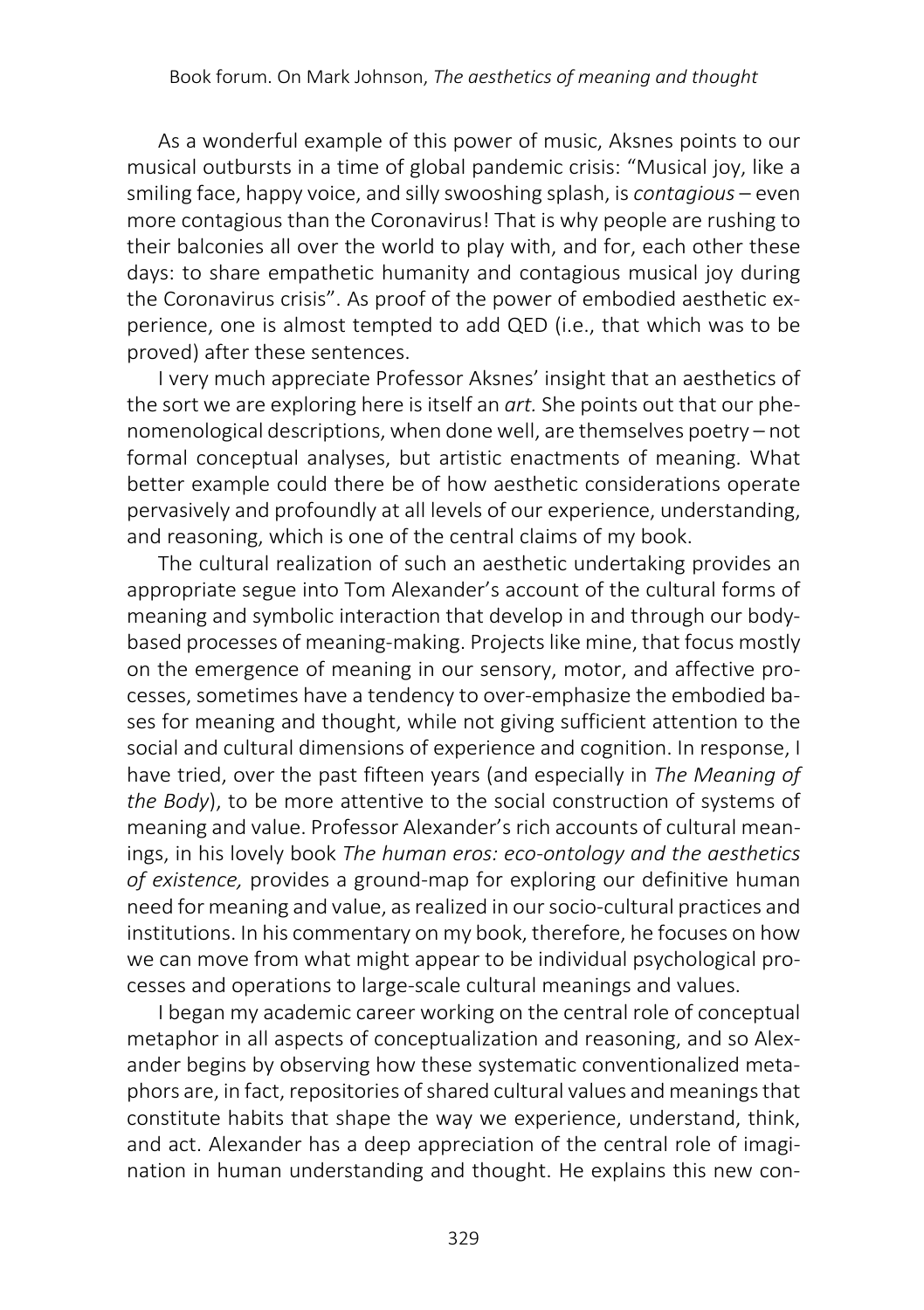As a wonderful example of this power of music, Aksnes points to our musical outbursts in a time of global pandemic crisis: "Musical joy, like a smiling face, happy voice, and silly swooshing splash, is *contagious* – even more contagious than the Coronavirus! That is why people are rushing to their balconies all over the world to play with, and for, each other these days: to share empathetic humanity and contagious musical joy during the Coronavirus crisis". As proof of the power of embodied aesthetic experience, one is almost tempted to add QED (i.e., that which was to be proved) after these sentences.

I very much appreciate Professor Aksnes' insight that an aesthetics of the sort we are exploring here is itself an *art.* She points out that our phenomenological descriptions, when done well, are themselves poetry – not formal conceptual analyses, but artistic enactments of meaning. What better example could there be of how aesthetic considerations operate pervasively and profoundly at all levels of our experience, understanding, and reasoning, which is one of the central claims of my book.

The cultural realization of such an aesthetic undertaking provides an appropriate segue into Tom Alexander's account of the cultural forms of meaning and symbolic interaction that develop in and through our body-based processes of meaning-making. Projects like mine, that focus mostly on the emergence of meaning in our sensory, motor, and affective processes, sometimes have a tendency to over-emphasize the embodied bases for meaning and thought, while not giving sufficient attention to the social and cultural dimensions of experience and cognition. In response, I have tried, over the past fifteen years (and especially in *The Meaning of the Body*), to be more attentive to the social construction of systems of meaning and value. Professor Alexander's rich accounts of cultural meanings, in his lovely book *The human eros: eco-ontology and the aesthetics of existence,* provides a ground-map for exploring our definitive human need for meaning and value, as realized in our socio-cultural practices and institutions. In his commentary on my book, therefore, he focuses on how we can move from what might appear to be individual psychological processes and operations to large-scale cultural meanings and values.

I began my academic career working on the central role of conceptual metaphor in all aspects of conceptualization and reasoning, and so Alexander begins by observing how these systematic conventionalized metaphors are, in fact, repositories of shared cultural values and meanings that constitute habits that shape the way we experience, understand, think, and act. Alexander has a deep appreciation of the central role of imagination in human understanding and thought. He explains this new con-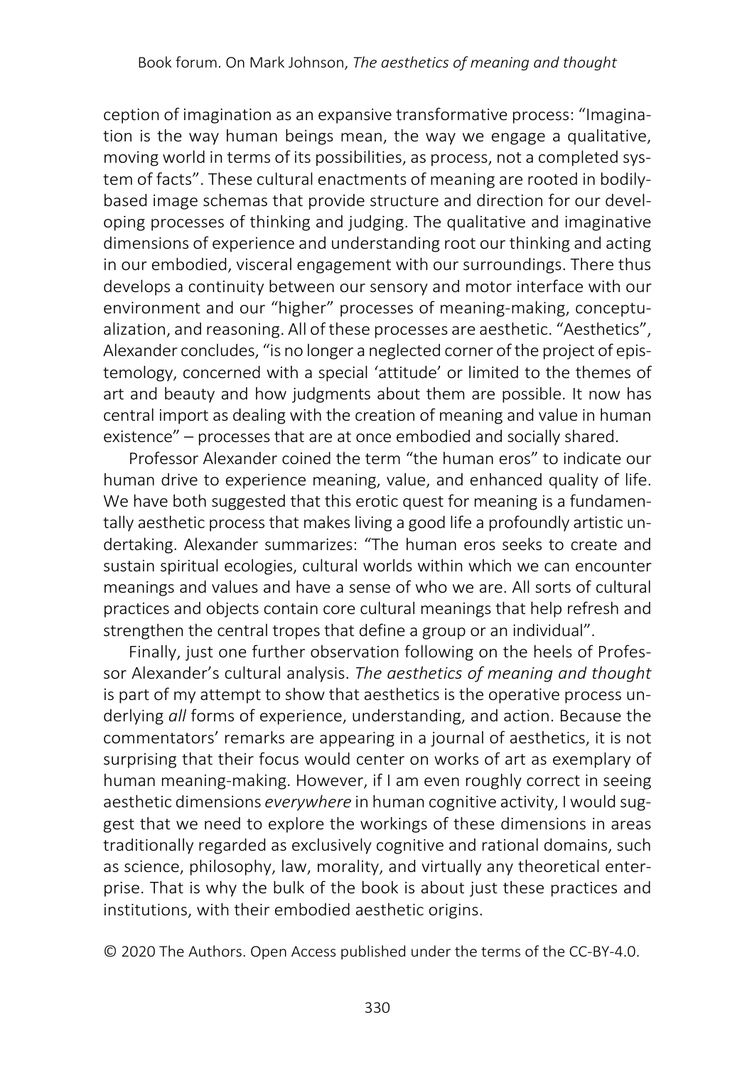ception of imagination as an expansive transformative process: "Imagination is the way human beings mean, the way we engage a qualitative, moving world in terms of its possibilities, as process, not a completed system of facts". These cultural enactments of meaning are rooted in bodily-based image schemas that provide structure and direction for our developing processes of thinking and judging. The qualitative and imaginative dimensions of experience and understanding root our thinking and acting in our embodied, visceral engagement with our surroundings. There thus develops a continuity between our sensory and motor interface with our environment and our "higher" processes of meaning-making, conceptualization, and reasoning. All of these processes are aesthetic. "Aesthetics", Alexander concludes, "is no longer a neglected corner of the project of epistemology, concerned with a special 'attitude' or limited to the themes of art and beauty and how judgments about them are possible. It now has central import as dealing with the creation of meaning and value in human existence" – processes that are at once embodied and socially shared.

Professor Alexander coined the term "the human eros" to indicate our human drive to experience meaning, value, and enhanced quality of life. We have both suggested that this erotic quest for meaning is a fundamentally aesthetic process that makes living a good life a profoundly artistic undertaking. Alexander summarizes: "The human eros seeks to create and sustain spiritual ecologies, cultural worlds within which we can encounter meanings and values and have a sense of who we are. All sorts of cultural practices and objects contain core cultural meanings that help refresh and strengthen the central tropes that define a group or an individual".

Finally, just one further observation following on the heels of Professor Alexander's cultural analysis. *The aesthetics of meaning and thought* is part of my attempt to show that aesthetics is the operative process underlying *all* forms of experience, understanding, and action. Because the commentators' remarks are appearing in a journal of aesthetics, it is not surprising that their focus would center on works of art as exemplary of human meaning-making. However, if I am even roughly correct in seeing aesthetic dimensions *everywhere* in human cognitive activity, I would suggest that we need to explore the workings of these dimensions in areas traditionally regarded as exclusively cognitive and rational domains, such as science, philosophy, law, morality, and virtually any theoretical enterprise. That is why the bulk of the book is about just these practices and institutions, with their embodied aesthetic origins.

© 2020 The Authors. Open Access published under the terms of the CC-BY-4.0.